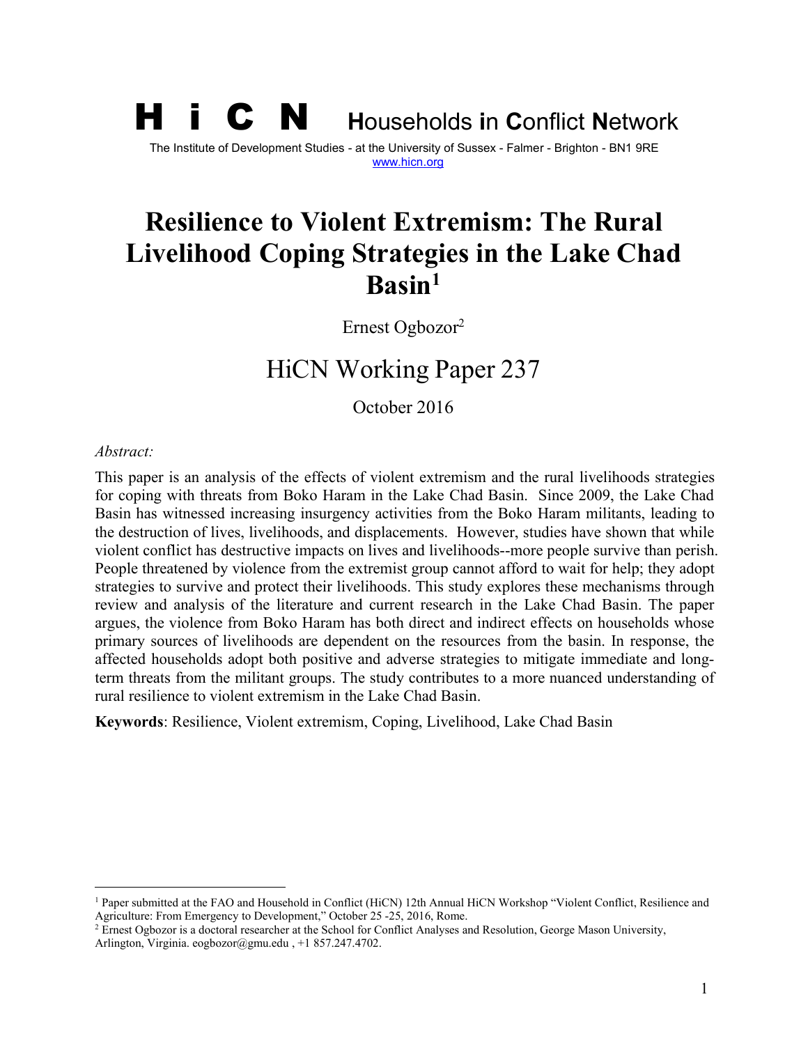**H i C N** Households in Conflict Network

The Institute of Development Studies - at the University of Sussex - Falmer - Brighton - BN1 9RE
www.hicn.org

# Resilience to Violent Extremism: The Rural Livelihood Coping Strategies in the Lake Chad Basin[1]

Ernest Ogbozor[2]

## HiCN Working Paper 237

October 2016

*Abstract:*

This paper is an analysis of the effects of violent extremism and the rural livelihoods strategies for coping with threats from Boko Haram in the Lake Chad Basin. Since 2009, the Lake Chad Basin has witnessed increasing insurgency activities from the Boko Haram militants, leading to the destruction of lives, livelihoods, and displacements. However, studies have shown that while violent conflict has destructive impacts on lives and livelihoods--more people survive than perish. People threatened by violence from the extremist group cannot afford to wait for help; they adopt strategies to survive and protect their livelihoods. This study explores these mechanisms through review and analysis of the literature and current research in the Lake Chad Basin. The paper argues, the violence from Boko Haram has both direct and indirect effects on households whose primary sources of livelihoods are dependent on the resources from the basin. In response, the affected households adopt both positive and adverse strategies to mitigate immediate and long-term threats from the militant groups. The study contributes to a more nuanced understanding of rural resilience to violent extremism in the Lake Chad Basin.

**Keywords**: Resilience, Violent extremism, Coping, Livelihood, Lake Chad Basin

---

[1] Paper submitted at the FAO and Household in Conflict (HiCN) 12th Annual HiCN Workshop "Violent Conflict, Resilience and Agriculture: From Emergency to Development," October 25 -25, 2016, Rome.

[2] Ernest Ogbozor is a doctoral researcher at the School for Conflict Analyses and Resolution, George Mason University, Arlington, Virginia. eogbozor@gmu.edu , +1 857.247.4702.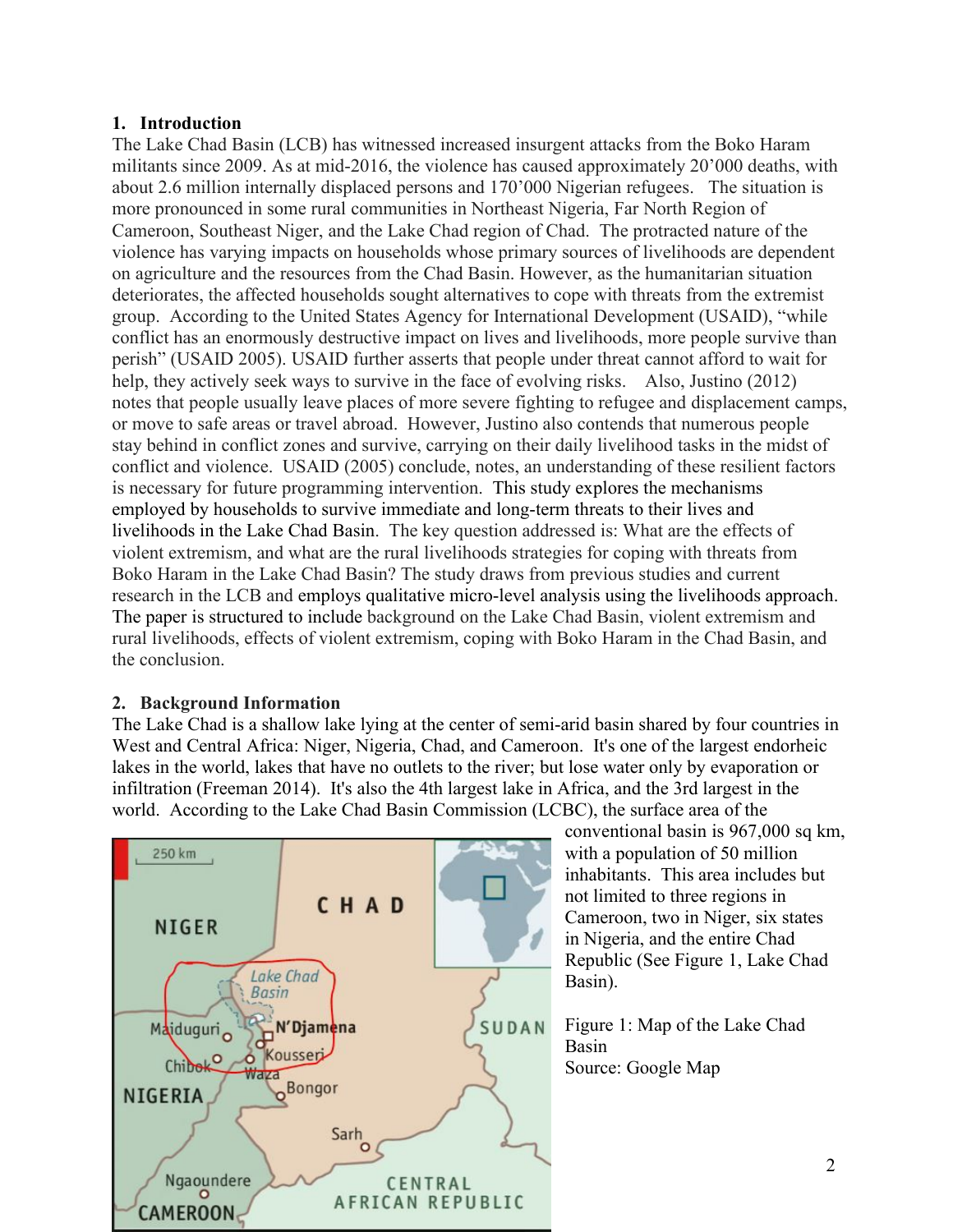## 1. Introduction

The Lake Chad Basin (LCB) has witnessed increased insurgent attacks from the Boko Haram militants since 2009. As at mid-2016, the violence has caused approximately 20'000 deaths, with about 2.6 million internally displaced persons and 170'000 Nigerian refugees. The situation is more pronounced in some rural communities in Northeast Nigeria, Far North Region of Cameroon, Southeast Niger, and the Lake Chad region of Chad. The protracted nature of the violence has varying impacts on households whose primary sources of livelihoods are dependent on agriculture and the resources from the Chad Basin. However, as the humanitarian situation deteriorates, the affected households sought alternatives to cope with threats from the extremist group. According to the United States Agency for International Development (USAID), "while conflict has an enormously destructive impact on lives and livelihoods, more people survive than perish" (USAID 2005). USAID further asserts that people under threat cannot afford to wait for help, they actively seek ways to survive in the face of evolving risks. Also, Justino (2012) notes that people usually leave places of more severe fighting to refugee and displacement camps, or move to safe areas or travel abroad. However, Justino also contends that numerous people stay behind in conflict zones and survive, carrying on their daily livelihood tasks in the midst of conflict and violence. USAID (2005) conclude, notes, an understanding of these resilient factors is necessary for future programming intervention. This study explores the mechanisms employed by households to survive immediate and long-term threats to their lives and livelihoods in the Lake Chad Basin. The key question addressed is: What are the effects of violent extremism, and what are the rural livelihoods strategies for coping with threats from Boko Haram in the Lake Chad Basin? The study draws from previous studies and current research in the LCB and employs qualitative micro-level analysis using the livelihoods approach. The paper is structured to include background on the Lake Chad Basin, violent extremism and rural livelihoods, effects of violent extremism, coping with Boko Haram in the Chad Basin, and the conclusion.

## 2. Background Information

The Lake Chad is a shallow lake lying at the center of semi-arid basin shared by four countries in West and Central Africa: Niger, Nigeria, Chad, and Cameroon. It's one of the largest endorheic lakes in the world, lakes that have no outlets to the river; but lose water only by evaporation or infiltration (Freeman 2014). It's also the 4th largest lake in Africa, and the 3rd largest in the world. According to the Lake Chad Basin Commission (LCBC), the surface area of the conventional basin is 967,000 sq km, with a population of 50 million inhabitants. This area includes but not limited to three regions in Cameroon, two in Niger, six states in Nigeria, and the entire Chad Republic (See Figure 1, Lake Chad Basin).

Figure 1: Map of the Lake Chad Basin
Source: Google Map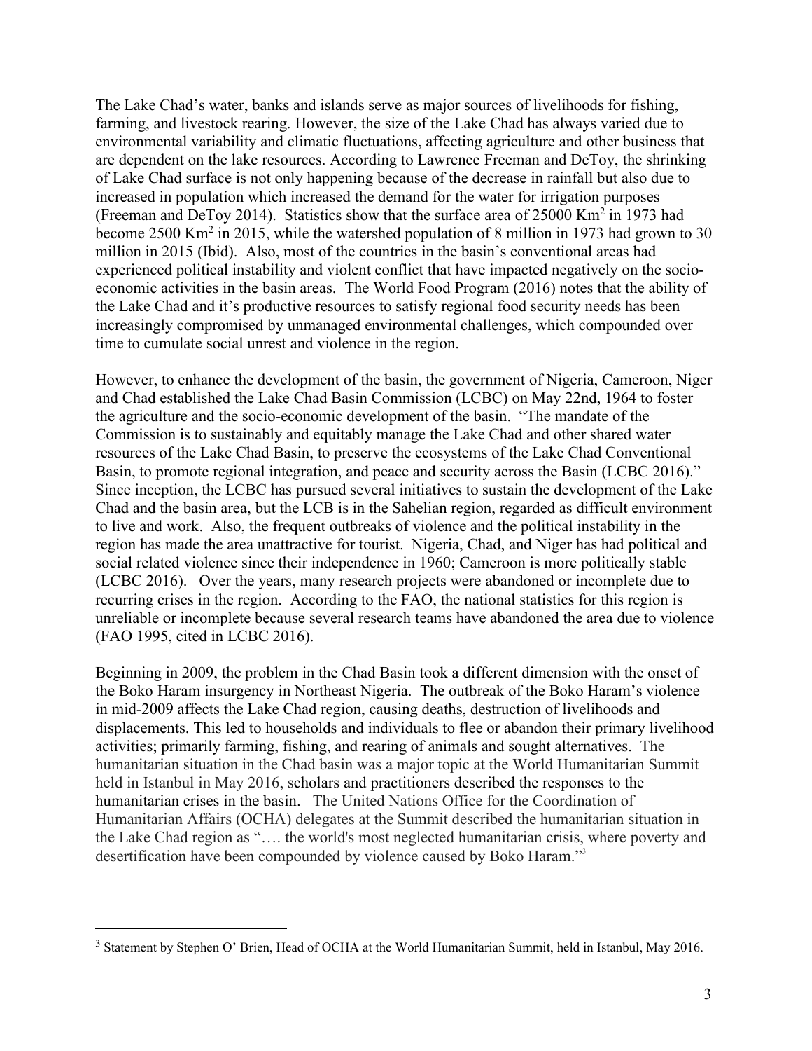The Lake Chad's water, banks and islands serve as major sources of livelihoods for fishing, farming, and livestock rearing. However, the size of the Lake Chad has always varied due to environmental variability and climatic fluctuations, affecting agriculture and other business that are dependent on the lake resources. According to Lawrence Freeman and DeToy, the shrinking of Lake Chad surface is not only happening because of the decrease in rainfall but also due to increased in population which increased the demand for the water for irrigation purposes (Freeman and DeToy 2014). Statistics show that the surface area of 25000 $Km^2$ in 1973 had become 2500 $Km^2$ in 2015, while the watershed population of 8 million in 1973 had grown to 30 million in 2015 (Ibid). Also, most of the countries in the basin's conventional areas had experienced political instability and violent conflict that have impacted negatively on the socio-economic activities in the basin areas. The World Food Program (2016) notes that the ability of the Lake Chad and it's productive resources to satisfy regional food security needs has been increasingly compromised by unmanaged environmental challenges, which compounded over time to cumulate social unrest and violence in the region.

However, to enhance the development of the basin, the government of Nigeria, Cameroon, Niger and Chad established the Lake Chad Basin Commission (LCBC) on May 22nd, 1964 to foster the agriculture and the socio-economic development of the basin. "The mandate of the Commission is to sustainably and equitably manage the Lake Chad and other shared water resources of the Lake Chad Basin, to preserve the ecosystems of the Lake Chad Conventional Basin, to promote regional integration, and peace and security across the Basin (LCBC 2016)." Since inception, the LCBC has pursued several initiatives to sustain the development of the Lake Chad and the basin area, but the LCB is in the Sahelian region, regarded as difficult environment to live and work. Also, the frequent outbreaks of violence and the political instability in the region has made the area unattractive for tourist. Nigeria, Chad, and Niger has had political and social related violence since their independence in 1960; Cameroon is more politically stable (LCBC 2016). Over the years, many research projects were abandoned or incomplete due to recurring crises in the region. According to the FAO, the national statistics for this region is unreliable or incomplete because several research teams have abandoned the area due to violence (FAO 1995, cited in LCBC 2016).

Beginning in 2009, the problem in the Chad Basin took a different dimension with the onset of the Boko Haram insurgency in Northeast Nigeria. The outbreak of the Boko Haram's violence in mid-2009 affects the Lake Chad region, causing deaths, destruction of livelihoods and displacements. This led to households and individuals to flee or abandon their primary livelihood activities; primarily farming, fishing, and rearing of animals and sought alternatives. The humanitarian situation in the Chad basin was a major topic at the World Humanitarian Summit held in Istanbul in May 2016, scholars and practitioners described the responses to the humanitarian crises in the basin. The United Nations Office for the Coordination of Humanitarian Affairs (OCHA) delegates at the Summit described the humanitarian situation in the Lake Chad region as "…. the world's most neglected humanitarian crisis, where poverty and desertification have been compounded by violence caused by Boko Haram."[3]

[3] Statement by Stephen O' Brien, Head of OCHA at the World Humanitarian Summit, held in Istanbul, May 2016.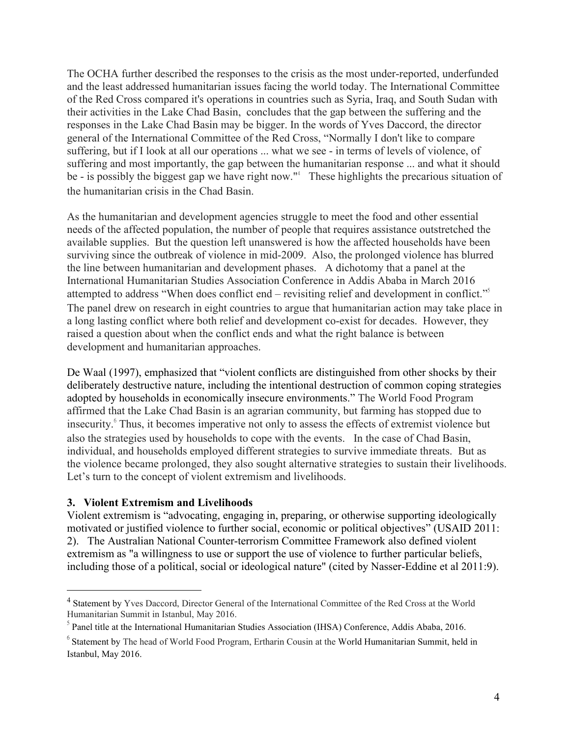The OCHA further described the responses to the crisis as the most under-reported, underfunded and the least addressed humanitarian issues facing the world today. The International Committee of the Red Cross compared it's operations in countries such as Syria, Iraq, and South Sudan with their activities in the Lake Chad Basin, concludes that the gap between the suffering and the responses in the Lake Chad Basin may be bigger. In the words of Yves Daccord, the director general of the International Committee of the Red Cross, "Normally I don't like to compare suffering, but if I look at all our operations ... what we see - in terms of levels of violence, of suffering and most importantly, the gap between the humanitarian response ... and what it should be - is possibly the biggest gap we have right now."[4] These highlights the precarious situation of the humanitarian crisis in the Chad Basin.

As the humanitarian and development agencies struggle to meet the food and other essential needs of the affected population, the number of people that requires assistance outstretched the available supplies. But the question left unanswered is how the affected households have been surviving since the outbreak of violence in mid-2009. Also, the prolonged violence has blurred the line between humanitarian and development phases. A dichotomy that a panel at the International Humanitarian Studies Association Conference in Addis Ababa in March 2016 attempted to address "When does conflict end – revisiting relief and development in conflict."[5] The panel drew on research in eight countries to argue that humanitarian action may take place in a long lasting conflict where both relief and development co-exist for decades. However, they raised a question about when the conflict ends and what the right balance is between development and humanitarian approaches.

De Waal (1997), emphasized that "violent conflicts are distinguished from other shocks by their deliberately destructive nature, including the intentional destruction of common coping strategies adopted by households in economically insecure environments." The World Food Program affirmed that the Lake Chad Basin is an agrarian community, but farming has stopped due to insecurity.[6] Thus, it becomes imperative not only to assess the effects of extremist violence but also the strategies used by households to cope with the events. In the case of Chad Basin, individual, and households employed different strategies to survive immediate threats. But as the violence became prolonged, they also sought alternative strategies to sustain their livelihoods. Let's turn to the concept of violent extremism and livelihoods.

## 3. Violent Extremism and Livelihoods

Violent extremism is "advocating, engaging in, preparing, or otherwise supporting ideologically motivated or justified violence to further social, economic or political objectives" (USAID 2011: 2). The Australian National Counter-terrorism Committee Framework also defined violent extremism as "a willingness to use or support the use of violence to further particular beliefs, including those of a political, social or ideological nature" (cited by Nasser-Eddine et al 2011:9).

---

[4] Statement by Yves Daccord, Director General of the International Committee of the Red Cross at the World Humanitarian Summit in Istanbul, May 2016.

[5] Panel title at the International Humanitarian Studies Association (IHSA) Conference, Addis Ababa, 2016.

[6] Statement by The head of World Food Program, Ertharin Cousin at the World Humanitarian Summit, held in Istanbul, May 2016.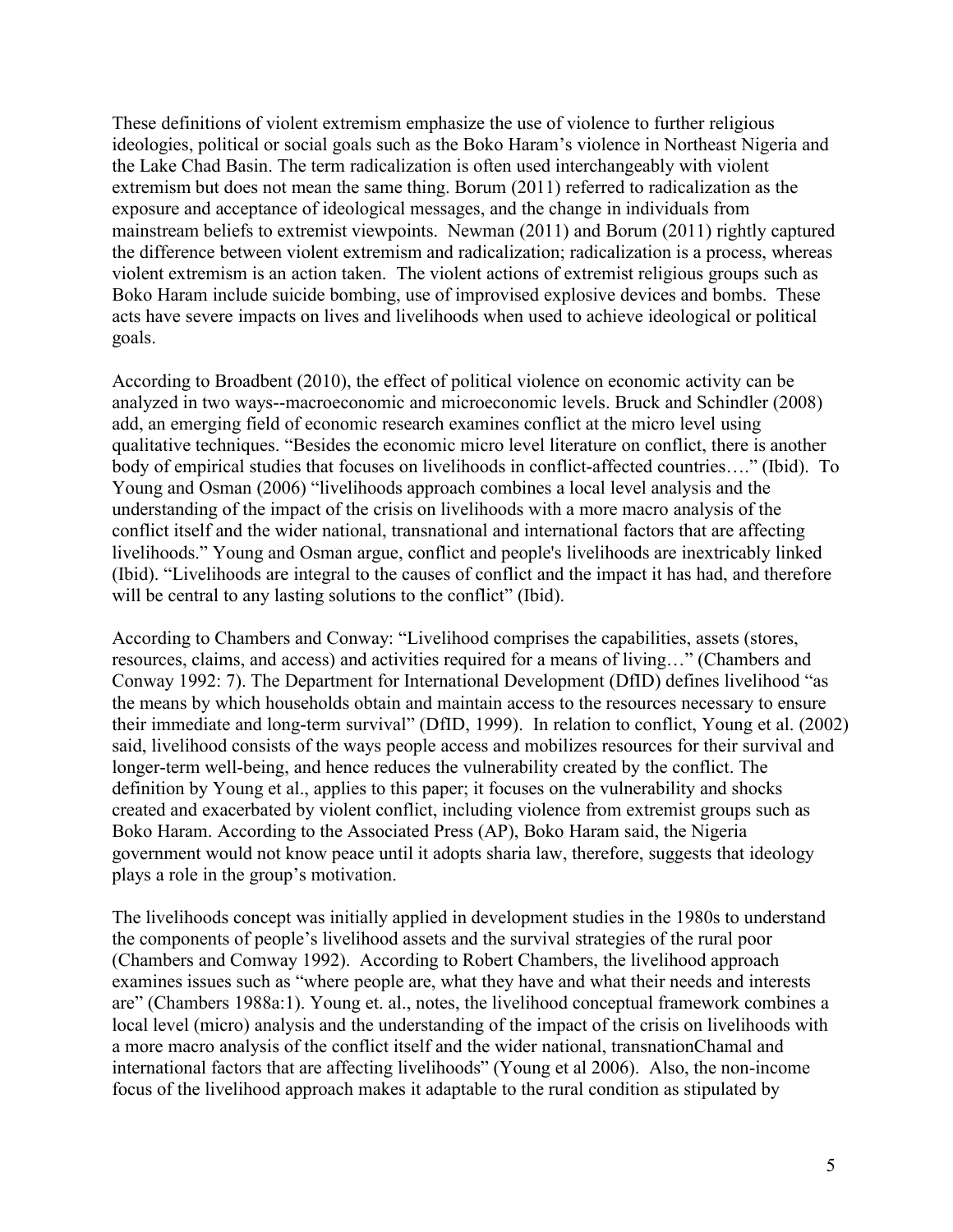These definitions of violent extremism emphasize the use of violence to further religious ideologies, political or social goals such as the Boko Haram's violence in Northeast Nigeria and the Lake Chad Basin. The term radicalization is often used interchangeably with violent extremism but does not mean the same thing. Borum (2011) referred to radicalization as the exposure and acceptance of ideological messages, and the change in individuals from mainstream beliefs to extremist viewpoints. Newman (2011) and Borum (2011) rightly captured the difference between violent extremism and radicalization; radicalization is a process, whereas violent extremism is an action taken. The violent actions of extremist religious groups such as Boko Haram include suicide bombing, use of improvised explosive devices and bombs. These acts have severe impacts on lives and livelihoods when used to achieve ideological or political goals.

According to Broadbent (2010), the effect of political violence on economic activity can be analyzed in two ways--macroeconomic and microeconomic levels. Bruck and Schindler (2008) add, an emerging field of economic research examines conflict at the micro level using qualitative techniques. "Besides the economic micro level literature on conflict, there is another body of empirical studies that focuses on livelihoods in conflict-affected countries…." (Ibid). To Young and Osman (2006) "livelihoods approach combines a local level analysis and the understanding of the impact of the crisis on livelihoods with a more macro analysis of the conflict itself and the wider national, transnational and international factors that are affecting livelihoods." Young and Osman argue, conflict and people's livelihoods are inextricably linked (Ibid). "Livelihoods are integral to the causes of conflict and the impact it has had, and therefore will be central to any lasting solutions to the conflict" (Ibid).

According to Chambers and Conway: "Livelihood comprises the capabilities, assets (stores, resources, claims, and access) and activities required for a means of living…" (Chambers and Conway 1992: 7). The Department for International Development (DfID) defines livelihood "as the means by which households obtain and maintain access to the resources necessary to ensure their immediate and long-term survival" (DfID, 1999). In relation to conflict, Young et al. (2002) said, livelihood consists of the ways people access and mobilizes resources for their survival and longer-term well-being, and hence reduces the vulnerability created by the conflict. The definition by Young et al., applies to this paper; it focuses on the vulnerability and shocks created and exacerbated by violent conflict, including violence from extremist groups such as Boko Haram. According to the Associated Press (AP), Boko Haram said, the Nigeria government would not know peace until it adopts sharia law, therefore, suggests that ideology plays a role in the group's motivation.

The livelihoods concept was initially applied in development studies in the 1980s to understand the components of people's livelihood assets and the survival strategies of the rural poor (Chambers and Comway 1992). According to Robert Chambers, the livelihood approach examines issues such as "where people are, what they have and what their needs and interests are" (Chambers 1988a:1). Young et. al., notes, the livelihood conceptual framework combines a local level (micro) analysis and the understanding of the impact of the crisis on livelihoods with a more macro analysis of the conflict itself and the wider national, transnationChamal and international factors that are affecting livelihoods" (Young et al 2006). Also, the non-income focus of the livelihood approach makes it adaptable to the rural condition as stipulated by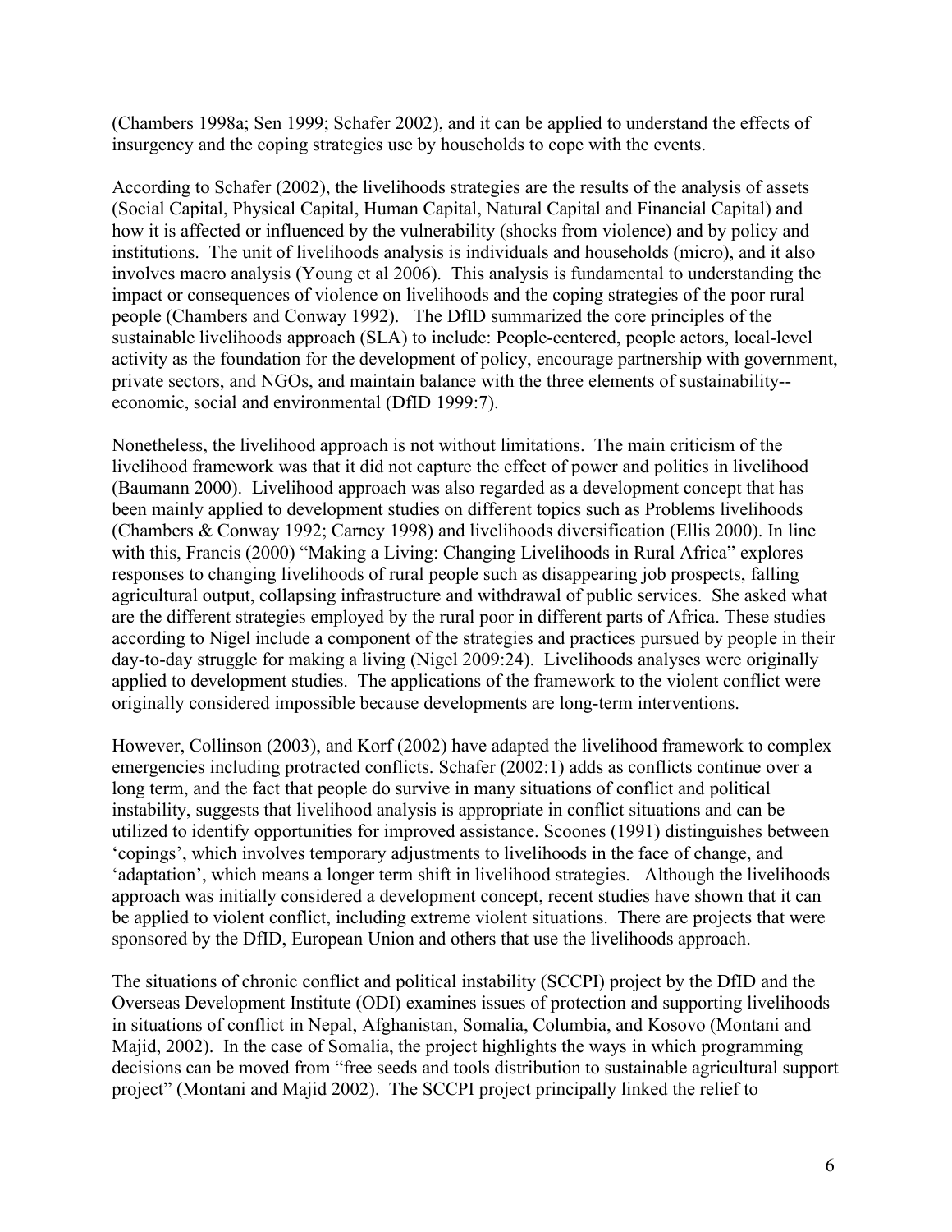(Chambers 1998a; Sen 1999; Schafer 2002), and it can be applied to understand the effects of insurgency and the coping strategies use by households to cope with the events.

According to Schafer (2002), the livelihoods strategies are the results of the analysis of assets (Social Capital, Physical Capital, Human Capital, Natural Capital and Financial Capital) and how it is affected or influenced by the vulnerability (shocks from violence) and by policy and institutions. The unit of livelihoods analysis is individuals and households (micro), and it also involves macro analysis (Young et al 2006). This analysis is fundamental to understanding the impact or consequences of violence on livelihoods and the coping strategies of the poor rural people (Chambers and Conway 1992). The DfID summarized the core principles of the sustainable livelihoods approach (SLA) to include: People-centered, people actors, local-level activity as the foundation for the development of policy, encourage partnership with government, private sectors, and NGOs, and maintain balance with the three elements of sustainability--economic, social and environmental (DfID 1999:7).

Nonetheless, the livelihood approach is not without limitations. The main criticism of the livelihood framework was that it did not capture the effect of power and politics in livelihood (Baumann 2000). Livelihood approach was also regarded as a development concept that has been mainly applied to development studies on different topics such as Problems livelihoods (Chambers & Conway 1992; Carney 1998) and livelihoods diversification (Ellis 2000). In line with this, Francis (2000) "Making a Living: Changing Livelihoods in Rural Africa" explores responses to changing livelihoods of rural people such as disappearing job prospects, falling agricultural output, collapsing infrastructure and withdrawal of public services. She asked what are the different strategies employed by the rural poor in different parts of Africa. These studies according to Nigel include a component of the strategies and practices pursued by people in their day-to-day struggle for making a living (Nigel 2009:24). Livelihoods analyses were originally applied to development studies. The applications of the framework to the violent conflict were originally considered impossible because developments are long-term interventions.

However, Collinson (2003), and Korf (2002) have adapted the livelihood framework to complex emergencies including protracted conflicts. Schafer (2002:1) adds as conflicts continue over a long term, and the fact that people do survive in many situations of conflict and political instability, suggests that livelihood analysis is appropriate in conflict situations and can be utilized to identify opportunities for improved assistance. Scoones (1991) distinguishes between 'copings', which involves temporary adjustments to livelihoods in the face of change, and 'adaptation', which means a longer term shift in livelihood strategies. Although the livelihoods approach was initially considered a development concept, recent studies have shown that it can be applied to violent conflict, including extreme violent situations. There are projects that were sponsored by the DfID, European Union and others that use the livelihoods approach.

The situations of chronic conflict and political instability (SCCPI) project by the DfID and the Overseas Development Institute (ODI) examines issues of protection and supporting livelihoods in situations of conflict in Nepal, Afghanistan, Somalia, Columbia, and Kosovo (Montani and Majid, 2002). In the case of Somalia, the project highlights the ways in which programming decisions can be moved from "free seeds and tools distribution to sustainable agricultural support project" (Montani and Majid 2002). The SCCPI project principally linked the relief to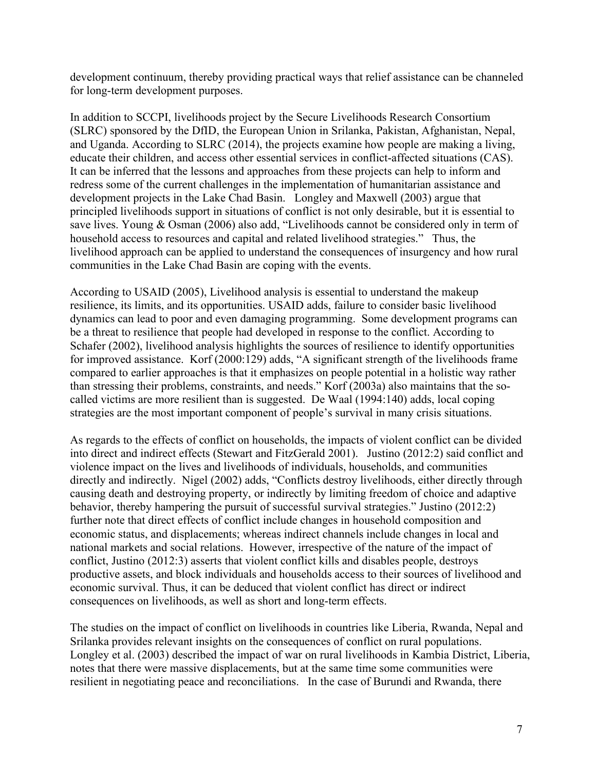development continuum, thereby providing practical ways that relief assistance can be channeled for long-term development purposes.

In addition to SCCPI, livelihoods project by the Secure Livelihoods Research Consortium (SLRC) sponsored by the DfID, the European Union in Srilanka, Pakistan, Afghanistan, Nepal, and Uganda. According to SLRC (2014), the projects examine how people are making a living, educate their children, and access other essential services in conflict-affected situations (CAS). It can be inferred that the lessons and approaches from these projects can help to inform and redress some of the current challenges in the implementation of humanitarian assistance and development projects in the Lake Chad Basin. Longley and Maxwell (2003) argue that principled livelihoods support in situations of conflict is not only desirable, but it is essential to save lives. Young & Osman (2006) also add, "Livelihoods cannot be considered only in term of household access to resources and capital and related livelihood strategies." Thus, the livelihood approach can be applied to understand the consequences of insurgency and how rural communities in the Lake Chad Basin are coping with the events.

According to USAID (2005), Livelihood analysis is essential to understand the makeup resilience, its limits, and its opportunities. USAID adds, failure to consider basic livelihood dynamics can lead to poor and even damaging programming. Some development programs can be a threat to resilience that people had developed in response to the conflict. According to Schafer (2002), livelihood analysis highlights the sources of resilience to identify opportunities for improved assistance. Korf (2000:129) adds, "A significant strength of the livelihoods frame compared to earlier approaches is that it emphasizes on people potential in a holistic way rather than stressing their problems, constraints, and needs." Korf (2003a) also maintains that the so-called victims are more resilient than is suggested. De Waal (1994:140) adds, local coping strategies are the most important component of people's survival in many crisis situations.

As regards to the effects of conflict on households, the impacts of violent conflict can be divided into direct and indirect effects (Stewart and FitzGerald 2001). Justino (2012:2) said conflict and violence impact on the lives and livelihoods of individuals, households, and communities directly and indirectly. Nigel (2002) adds, "Conflicts destroy livelihoods, either directly through causing death and destroying property, or indirectly by limiting freedom of choice and adaptive behavior, thereby hampering the pursuit of successful survival strategies." Justino (2012:2) further note that direct effects of conflict include changes in household composition and economic status, and displacements; whereas indirect channels include changes in local and national markets and social relations. However, irrespective of the nature of the impact of conflict, Justino (2012:3) asserts that violent conflict kills and disables people, destroys productive assets, and block individuals and households access to their sources of livelihood and economic survival. Thus, it can be deduced that violent conflict has direct or indirect consequences on livelihoods, as well as short and long-term effects.

The studies on the impact of conflict on livelihoods in countries like Liberia, Rwanda, Nepal and Srilanka provides relevant insights on the consequences of conflict on rural populations. Longley et al. (2003) described the impact of war on rural livelihoods in Kambia District, Liberia, notes that there were massive displacements, but at the same time some communities were resilient in negotiating peace and reconciliations. In the case of Burundi and Rwanda, there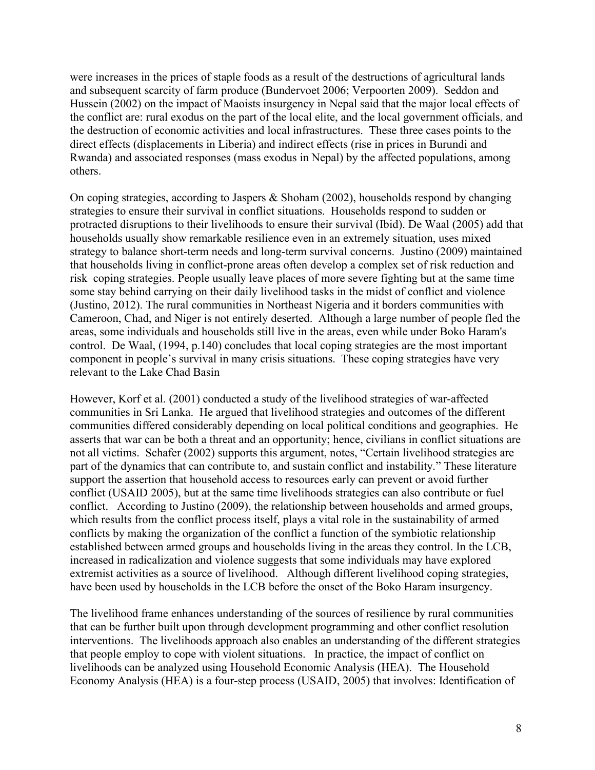were increases in the prices of staple foods as a result of the destructions of agricultural lands and subsequent scarcity of farm produce (Bundervoet 2006; Verpoorten 2009). Seddon and Hussein (2002) on the impact of Maoists insurgency in Nepal said that the major local effects of the conflict are: rural exodus on the part of the local elite, and the local government officials, and the destruction of economic activities and local infrastructures. These three cases points to the direct effects (displacements in Liberia) and indirect effects (rise in prices in Burundi and Rwanda) and associated responses (mass exodus in Nepal) by the affected populations, among others.

On coping strategies, according to Jaspers & Shoham (2002), households respond by changing strategies to ensure their survival in conflict situations. Households respond to sudden or protracted disruptions to their livelihoods to ensure their survival (Ibid). De Waal (2005) add that households usually show remarkable resilience even in an extremely situation, uses mixed strategy to balance short-term needs and long-term survival concerns. Justino (2009) maintained that households living in conflict-prone areas often develop a complex set of risk reduction and risk–coping strategies. People usually leave places of more severe fighting but at the same time some stay behind carrying on their daily livelihood tasks in the midst of conflict and violence (Justino, 2012). The rural communities in Northeast Nigeria and it borders communities with Cameroon, Chad, and Niger is not entirely deserted. Although a large number of people fled the areas, some individuals and households still live in the areas, even while under Boko Haram's control. De Waal, (1994, p.140) concludes that local coping strategies are the most important component in people's survival in many crisis situations. These coping strategies have very relevant to the Lake Chad Basin

However, Korf et al. (2001) conducted a study of the livelihood strategies of war-affected communities in Sri Lanka. He argued that livelihood strategies and outcomes of the different communities differed considerably depending on local political conditions and geographies. He asserts that war can be both a threat and an opportunity; hence, civilians in conflict situations are not all victims. Schafer (2002) supports this argument, notes, "Certain livelihood strategies are part of the dynamics that can contribute to, and sustain conflict and instability." These literature support the assertion that household access to resources early can prevent or avoid further conflict (USAID 2005), but at the same time livelihoods strategies can also contribute or fuel conflict. According to Justino (2009), the relationship between households and armed groups, which results from the conflict process itself, plays a vital role in the sustainability of armed conflicts by making the organization of the conflict a function of the symbiotic relationship established between armed groups and households living in the areas they control. In the LCB, increased in radicalization and violence suggests that some individuals may have explored extremist activities as a source of livelihood. Although different livelihood coping strategies, have been used by households in the LCB before the onset of the Boko Haram insurgency.

The livelihood frame enhances understanding of the sources of resilience by rural communities that can be further built upon through development programming and other conflict resolution interventions. The livelihoods approach also enables an understanding of the different strategies that people employ to cope with violent situations. In practice, the impact of conflict on livelihoods can be analyzed using Household Economic Analysis (HEA). The Household Economy Analysis (HEA) is a four-step process (USAID, 2005) that involves: Identification of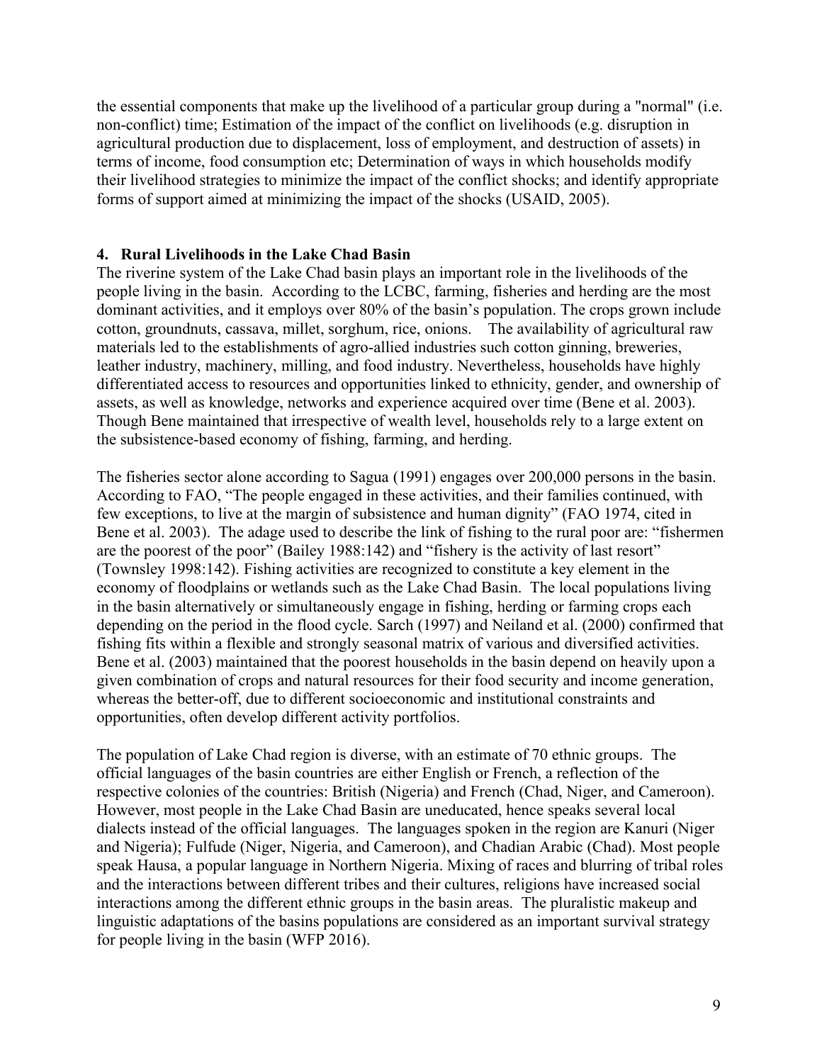the essential components that make up the livelihood of a particular group during a "normal" (i.e. non-conflict) time; Estimation of the impact of the conflict on livelihoods (e.g. disruption in agricultural production due to displacement, loss of employment, and destruction of assets) in terms of income, food consumption etc; Determination of ways in which households modify their livelihood strategies to minimize the impact of the conflict shocks; and identify appropriate forms of support aimed at minimizing the impact of the shocks (USAID, 2005).

## 4. Rural Livelihoods in the Lake Chad Basin

The riverine system of the Lake Chad basin plays an important role in the livelihoods of the people living in the basin. According to the LCBC, farming, fisheries and herding are the most dominant activities, and it employs over 80% of the basin's population. The crops grown include cotton, groundnuts, cassava, millet, sorghum, rice, onions. The availability of agricultural raw materials led to the establishments of agro-allied industries such cotton ginning, breweries, leather industry, machinery, milling, and food industry. Nevertheless, households have highly differentiated access to resources and opportunities linked to ethnicity, gender, and ownership of assets, as well as knowledge, networks and experience acquired over time (Bene et al. 2003). Though Bene maintained that irrespective of wealth level, households rely to a large extent on the subsistence-based economy of fishing, farming, and herding.

The fisheries sector alone according to Sagua (1991) engages over 200,000 persons in the basin. According to FAO, "The people engaged in these activities, and their families continued, with few exceptions, to live at the margin of subsistence and human dignity" (FAO 1974, cited in Bene et al. 2003). The adage used to describe the link of fishing to the rural poor are: "fishermen are the poorest of the poor" (Bailey 1988:142) and "fishery is the activity of last resort" (Townsley 1998:142). Fishing activities are recognized to constitute a key element in the economy of floodplains or wetlands such as the Lake Chad Basin. The local populations living in the basin alternatively or simultaneously engage in fishing, herding or farming crops each depending on the period in the flood cycle. Sarch (1997) and Neiland et al. (2000) confirmed that fishing fits within a flexible and strongly seasonal matrix of various and diversified activities. Bene et al. (2003) maintained that the poorest households in the basin depend on heavily upon a given combination of crops and natural resources for their food security and income generation, whereas the better-off, due to different socioeconomic and institutional constraints and opportunities, often develop different activity portfolios.

The population of Lake Chad region is diverse, with an estimate of 70 ethnic groups. The official languages of the basin countries are either English or French, a reflection of the respective colonies of the countries: British (Nigeria) and French (Chad, Niger, and Cameroon). However, most people in the Lake Chad Basin are uneducated, hence speaks several local dialects instead of the official languages. The languages spoken in the region are Kanuri (Niger and Nigeria); Fulfude (Niger, Nigeria, and Cameroon), and Chadian Arabic (Chad). Most people speak Hausa, a popular language in Northern Nigeria. Mixing of races and blurring of tribal roles and the interactions between different tribes and their cultures, religions have increased social interactions among the different ethnic groups in the basin areas. The pluralistic makeup and linguistic adaptations of the basins populations are considered as an important survival strategy for people living in the basin (WFP 2016).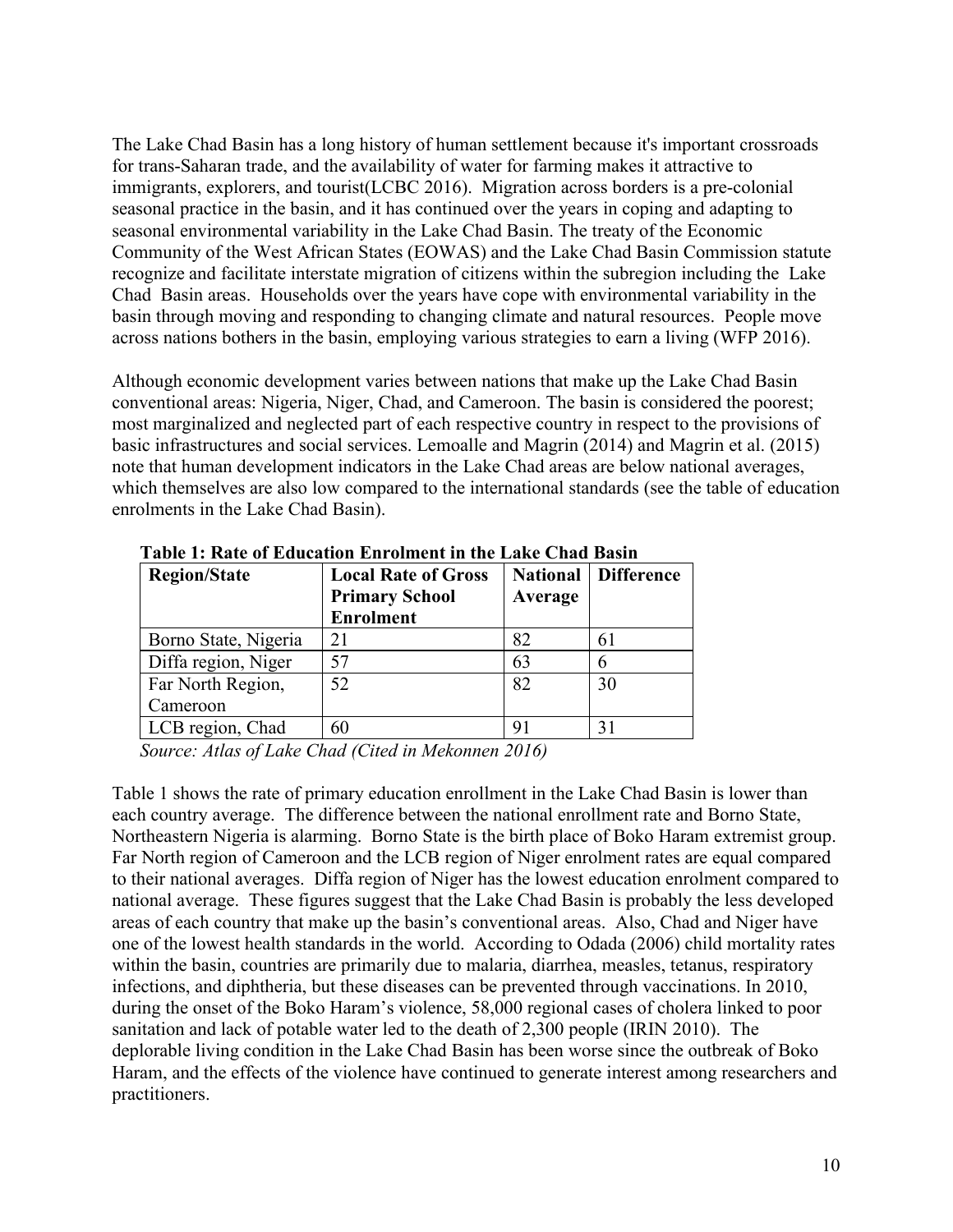The Lake Chad Basin has a long history of human settlement because it's important crossroads for trans-Saharan trade, and the availability of water for farming makes it attractive to immigrants, explorers, and tourist(LCBC 2016). Migration across borders is a pre-colonial seasonal practice in the basin, and it has continued over the years in coping and adapting to seasonal environmental variability in the Lake Chad Basin. The treaty of the Economic Community of the West African States (EOWAS) and the Lake Chad Basin Commission statute recognize and facilitate interstate migration of citizens within the subregion including the Lake Chad Basin areas. Households over the years have cope with environmental variability in the basin through moving and responding to changing climate and natural resources. People move across nations bothers in the basin, employing various strategies to earn a living (WFP 2016).

Although economic development varies between nations that make up the Lake Chad Basin conventional areas: Nigeria, Niger, Chad, and Cameroon. The basin is considered the poorest; most marginalized and neglected part of each respective country in respect to the provisions of basic infrastructures and social services. Lemoalle and Magrin (2014) and Magrin et al. (2015) note that human development indicators in the Lake Chad areas are below national averages, which themselves are also low compared to the international standards (see the table of education enrolments in the Lake Chad Basin).

**Table 1: Rate of Education Enrolment in the Lake Chad Basin**

| Region/State | Local Rate of Gross Primary School Enrolment | National Average | Difference |
|---|---|---|---|
| Borno State, Nigeria | 21 | 82 | 61 |
| Diffa region, Niger | 57 | 63 | 6 |
| Far North Region, Cameroon | 52 | 82 | 30 |
| LCB region, Chad | 60 | 91 | 31 |

*Source: Atlas of Lake Chad (Cited in Mekonnen 2016)*

Table 1 shows the rate of primary education enrollment in the Lake Chad Basin is lower than each country average. The difference between the national enrollment rate and Borno State, Northeastern Nigeria is alarming. Borno State is the birth place of Boko Haram extremist group. Far North region of Cameroon and the LCB region of Niger enrolment rates are equal compared to their national averages. Diffa region of Niger has the lowest education enrolment compared to national average. These figures suggest that the Lake Chad Basin is probably the less developed areas of each country that make up the basin's conventional areas. Also, Chad and Niger have one of the lowest health standards in the world. According to Odada (2006) child mortality rates within the basin, countries are primarily due to malaria, diarrhea, measles, tetanus, respiratory infections, and diphtheria, but these diseases can be prevented through vaccinations. In 2010, during the onset of the Boko Haram's violence, 58,000 regional cases of cholera linked to poor sanitation and lack of potable water led to the death of 2,300 people (IRIN 2010). The deplorable living condition in the Lake Chad Basin has been worse since the outbreak of Boko Haram, and the effects of the violence have continued to generate interest among researchers and practitioners.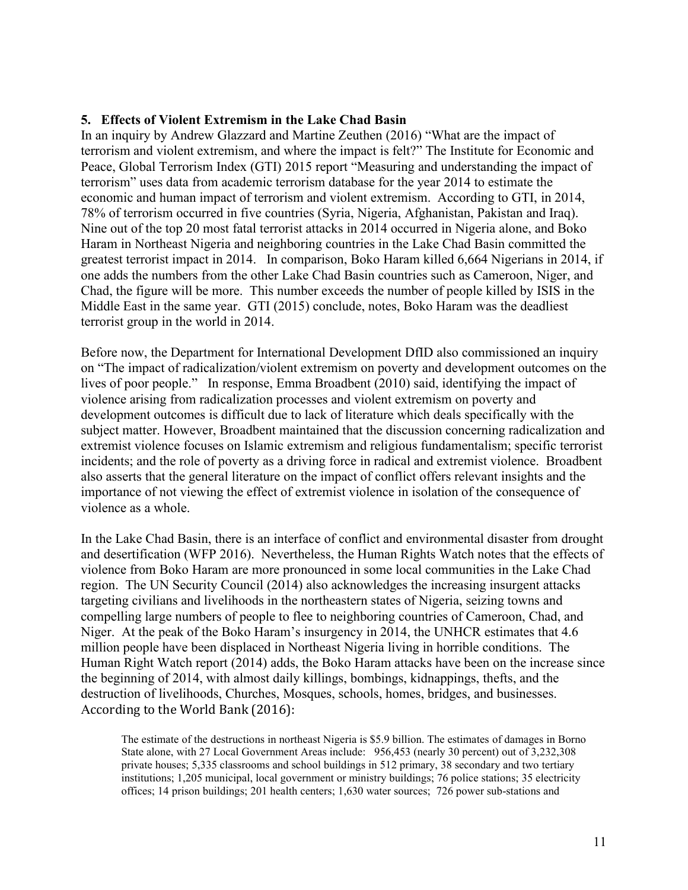## 5. Effects of Violent Extremism in the Lake Chad Basin

In an inquiry by Andrew Glazzard and Martine Zeuthen (2016) "What are the impact of terrorism and violent extremism, and where the impact is felt?" The Institute for Economic and Peace, Global Terrorism Index (GTI) 2015 report "Measuring and understanding the impact of terrorism" uses data from academic terrorism database for the year 2014 to estimate the economic and human impact of terrorism and violent extremism. According to GTI, in 2014, 78% of terrorism occurred in five countries (Syria, Nigeria, Afghanistan, Pakistan and Iraq). Nine out of the top 20 most fatal terrorist attacks in 2014 occurred in Nigeria alone, and Boko Haram in Northeast Nigeria and neighboring countries in the Lake Chad Basin committed the greatest terrorist impact in 2014. In comparison, Boko Haram killed 6,664 Nigerians in 2014, if one adds the numbers from the other Lake Chad Basin countries such as Cameroon, Niger, and Chad, the figure will be more. This number exceeds the number of people killed by ISIS in the Middle East in the same year. GTI (2015) conclude, notes, Boko Haram was the deadliest terrorist group in the world in 2014.

Before now, the Department for International Development DfID also commissioned an inquiry on "The impact of radicalization/violent extremism on poverty and development outcomes on the lives of poor people." In response, Emma Broadbent (2010) said, identifying the impact of violence arising from radicalization processes and violent extremism on poverty and development outcomes is difficult due to lack of literature which deals specifically with the subject matter. However, Broadbent maintained that the discussion concerning radicalization and extremist violence focuses on Islamic extremism and religious fundamentalism; specific terrorist incidents; and the role of poverty as a driving force in radical and extremist violence. Broadbent also asserts that the general literature on the impact of conflict offers relevant insights and the importance of not viewing the effect of extremist violence in isolation of the consequence of violence as a whole.

In the Lake Chad Basin, there is an interface of conflict and environmental disaster from drought and desertification (WFP 2016). Nevertheless, the Human Rights Watch notes that the effects of violence from Boko Haram are more pronounced in some local communities in the Lake Chad region. The UN Security Council (2014) also acknowledges the increasing insurgent attacks targeting civilians and livelihoods in the northeastern states of Nigeria, seizing towns and compelling large numbers of people to flee to neighboring countries of Cameroon, Chad, and Niger. At the peak of the Boko Haram's insurgency in 2014, the UNHCR estimates that 4.6 million people have been displaced in Northeast Nigeria living in horrible conditions. The Human Right Watch report (2014) adds, the Boko Haram attacks have been on the increase since the beginning of 2014, with almost daily killings, bombings, kidnappings, thefts, and the destruction of livelihoods, Churches, Mosques, schools, homes, bridges, and businesses. According to the World Bank (2016):

> The estimate of the destructions in northeast Nigeria is $5.9 billion. The estimates of damages in Borno State alone, with 27 Local Government Areas include: 956,453 (nearly 30 percent) out of 3,232,308 private houses; 5,335 classrooms and school buildings in 512 primary, 38 secondary and two tertiary institutions; 1,205 municipal, local government or ministry buildings; 76 police stations; 35 electricity offices; 14 prison buildings; 201 health centers; 1,630 water sources; 726 power sub-stations and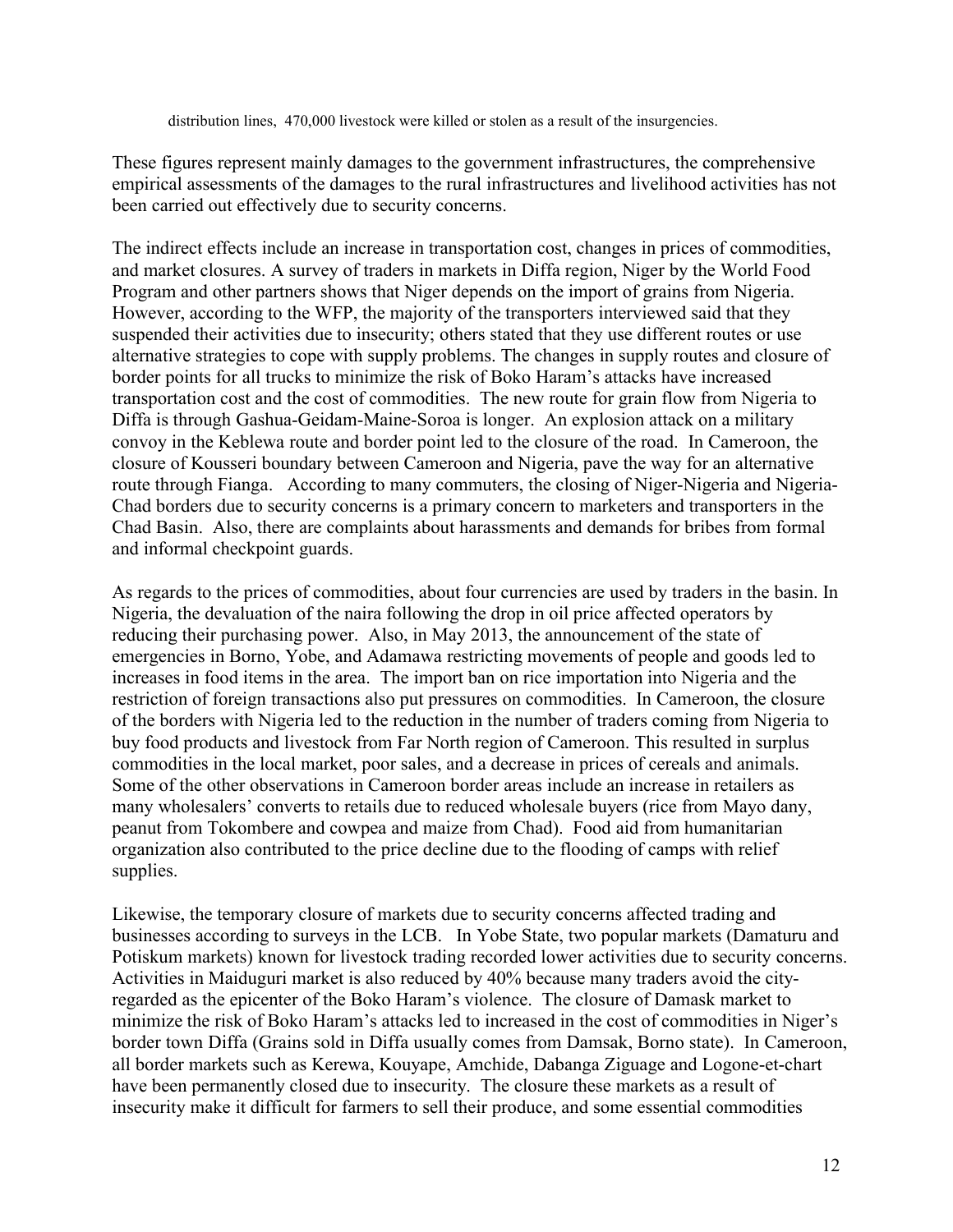distribution lines, 470,000 livestock were killed or stolen as a result of the insurgencies.

These figures represent mainly damages to the government infrastructures, the comprehensive empirical assessments of the damages to the rural infrastructures and livelihood activities has not been carried out effectively due to security concerns.

The indirect effects include an increase in transportation cost, changes in prices of commodities, and market closures. A survey of traders in markets in Diffa region, Niger by the World Food Program and other partners shows that Niger depends on the import of grains from Nigeria. However, according to the WFP, the majority of the transporters interviewed said that they suspended their activities due to insecurity; others stated that they use different routes or use alternative strategies to cope with supply problems. The changes in supply routes and closure of border points for all trucks to minimize the risk of Boko Haram's attacks have increased transportation cost and the cost of commodities. The new route for grain flow from Nigeria to Diffa is through Gashua-Geidam-Maine-Soroa is longer. An explosion attack on a military convoy in the Keblewa route and border point led to the closure of the road. In Cameroon, the closure of Kousseri boundary between Cameroon and Nigeria, pave the way for an alternative route through Fianga. According to many commuters, the closing of Niger-Nigeria and Nigeria-Chad borders due to security concerns is a primary concern to marketers and transporters in the Chad Basin. Also, there are complaints about harassments and demands for bribes from formal and informal checkpoint guards.

As regards to the prices of commodities, about four currencies are used by traders in the basin. In Nigeria, the devaluation of the naira following the drop in oil price affected operators by reducing their purchasing power. Also, in May 2013, the announcement of the state of emergencies in Borno, Yobe, and Adamawa restricting movements of people and goods led to increases in food items in the area. The import ban on rice importation into Nigeria and the restriction of foreign transactions also put pressures on commodities. In Cameroon, the closure of the borders with Nigeria led to the reduction in the number of traders coming from Nigeria to buy food products and livestock from Far North region of Cameroon. This resulted in surplus commodities in the local market, poor sales, and a decrease in prices of cereals and animals. Some of the other observations in Cameroon border areas include an increase in retailers as many wholesalers' converts to retails due to reduced wholesale buyers (rice from Mayo dany, peanut from Tokombere and cowpea and maize from Chad). Food aid from humanitarian organization also contributed to the price decline due to the flooding of camps with relief supplies.

Likewise, the temporary closure of markets due to security concerns affected trading and businesses according to surveys in the LCB. In Yobe State, two popular markets (Damaturu and Potiskum markets) known for livestock trading recorded lower activities due to security concerns. Activities in Maiduguri market is also reduced by 40% because many traders avoid the city-regarded as the epicenter of the Boko Haram's violence. The closure of Damask market to minimize the risk of Boko Haram's attacks led to increased in the cost of commodities in Niger's border town Diffa (Grains sold in Diffa usually comes from Damsak, Borno state). In Cameroon, all border markets such as Kerewa, Kouyape, Amchide, Dabanga Ziguage and Logone-et-chart have been permanently closed due to insecurity. The closure these markets as a result of insecurity make it difficult for farmers to sell their produce, and some essential commodities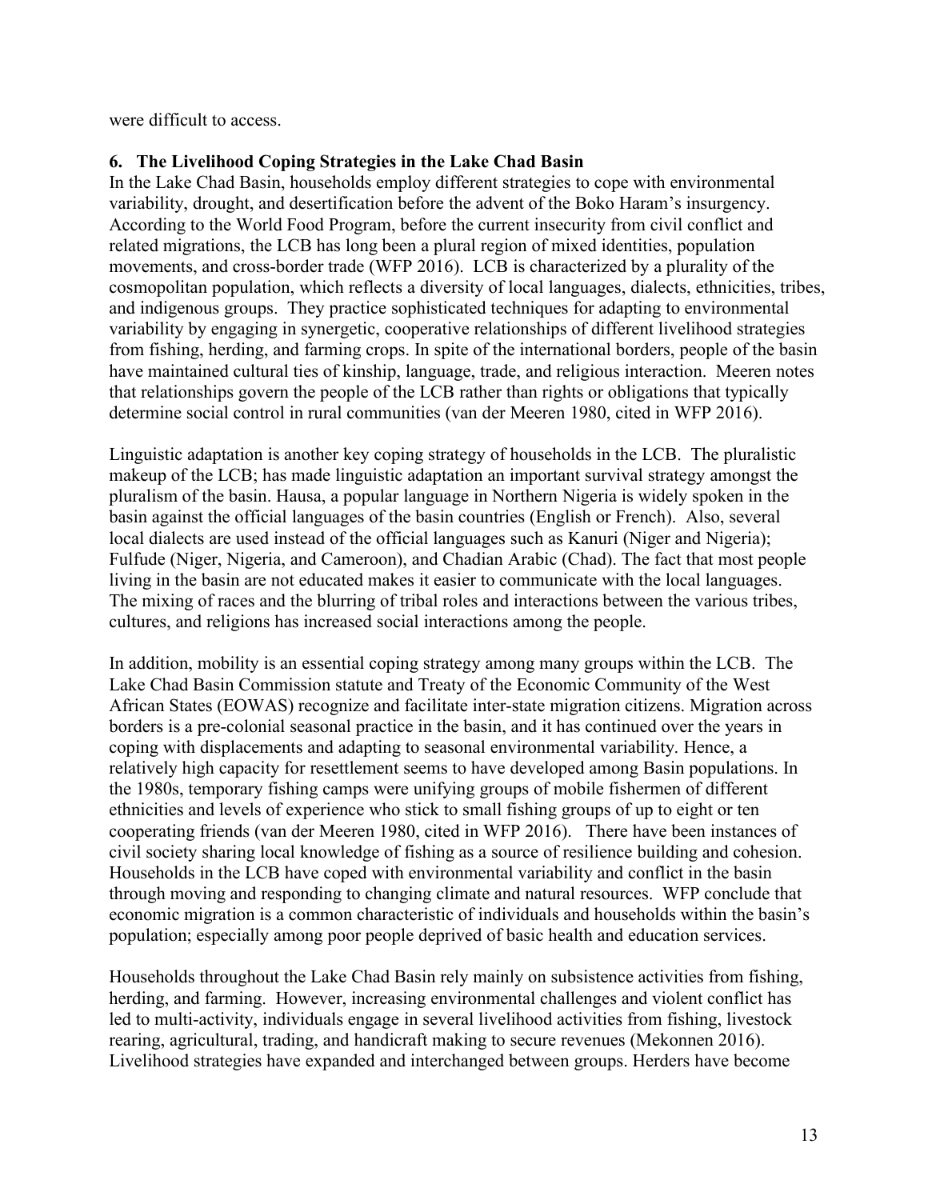were difficult to access.

### 6. The Livelihood Coping Strategies in the Lake Chad Basin

In the Lake Chad Basin, households employ different strategies to cope with environmental variability, drought, and desertification before the advent of the Boko Haram's insurgency. According to the World Food Program, before the current insecurity from civil conflict and related migrations, the LCB has long been a plural region of mixed identities, population movements, and cross-border trade (WFP 2016). LCB is characterized by a plurality of the cosmopolitan population, which reflects a diversity of local languages, dialects, ethnicities, tribes, and indigenous groups. They practice sophisticated techniques for adapting to environmental variability by engaging in synergetic, cooperative relationships of different livelihood strategies from fishing, herding, and farming crops. In spite of the international borders, people of the basin have maintained cultural ties of kinship, language, trade, and religious interaction. Meeren notes that relationships govern the people of the LCB rather than rights or obligations that typically determine social control in rural communities (van der Meeren 1980, cited in WFP 2016).

Linguistic adaptation is another key coping strategy of households in the LCB. The pluralistic makeup of the LCB; has made linguistic adaptation an important survival strategy amongst the pluralism of the basin. Hausa, a popular language in Northern Nigeria is widely spoken in the basin against the official languages of the basin countries (English or French). Also, several local dialects are used instead of the official languages such as Kanuri (Niger and Nigeria); Fulfude (Niger, Nigeria, and Cameroon), and Chadian Arabic (Chad). The fact that most people living in the basin are not educated makes it easier to communicate with the local languages. The mixing of races and the blurring of tribal roles and interactions between the various tribes, cultures, and religions has increased social interactions among the people.

In addition, mobility is an essential coping strategy among many groups within the LCB. The Lake Chad Basin Commission statute and Treaty of the Economic Community of the West African States (EOWAS) recognize and facilitate inter-state migration citizens. Migration across borders is a pre-colonial seasonal practice in the basin, and it has continued over the years in coping with displacements and adapting to seasonal environmental variability. Hence, a relatively high capacity for resettlement seems to have developed among Basin populations. In the 1980s, temporary fishing camps were unifying groups of mobile fishermen of different ethnicities and levels of experience who stick to small fishing groups of up to eight or ten cooperating friends (van der Meeren 1980, cited in WFP 2016). There have been instances of civil society sharing local knowledge of fishing as a source of resilience building and cohesion. Households in the LCB have coped with environmental variability and conflict in the basin through moving and responding to changing climate and natural resources. WFP conclude that economic migration is a common characteristic of individuals and households within the basin's population; especially among poor people deprived of basic health and education services.

Households throughout the Lake Chad Basin rely mainly on subsistence activities from fishing, herding, and farming. However, increasing environmental challenges and violent conflict has led to multi-activity, individuals engage in several livelihood activities from fishing, livestock rearing, agricultural, trading, and handicraft making to secure revenues (Mekonnen 2016). Livelihood strategies have expanded and interchanged between groups. Herders have become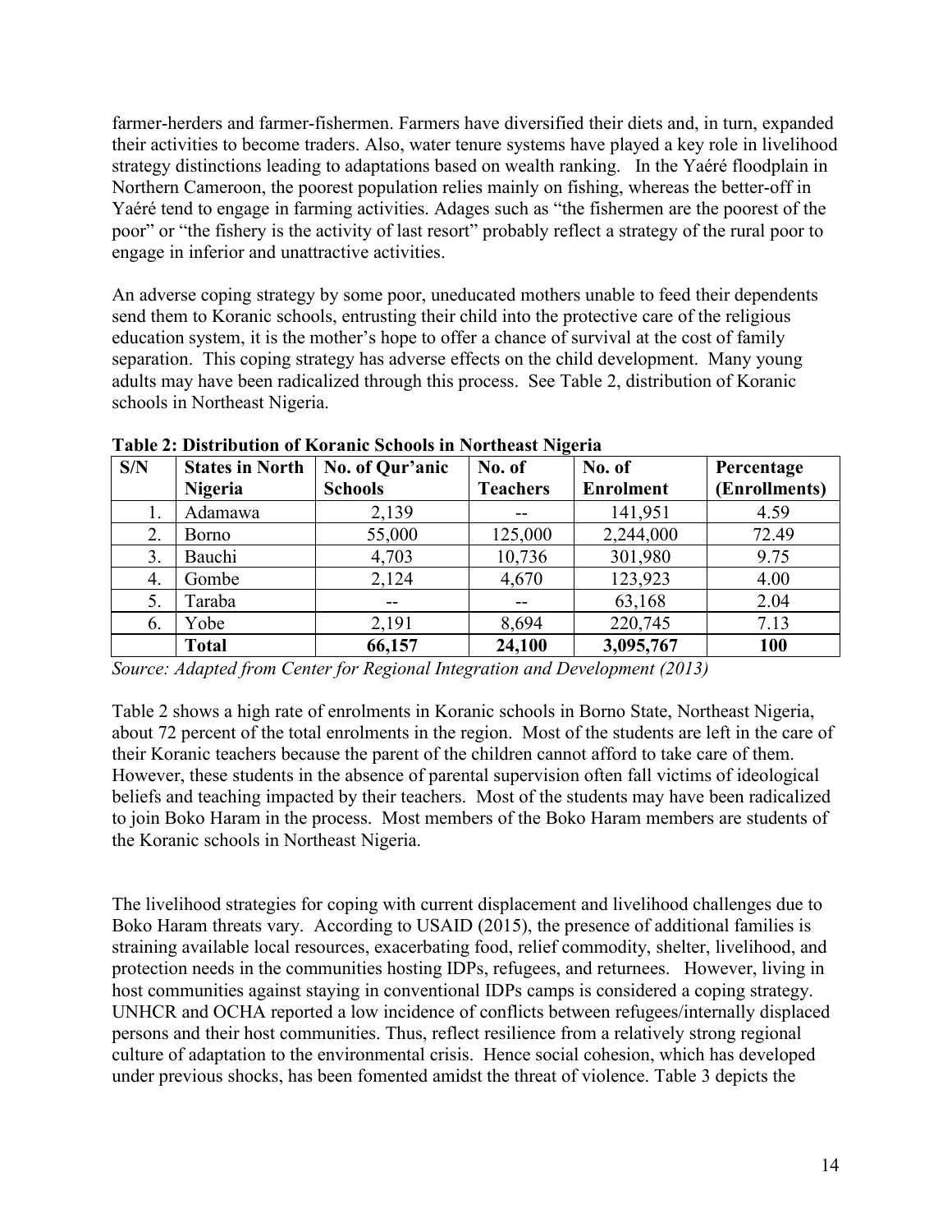farmer-herders and farmer-fishermen. Farmers have diversified their diets and, in turn, expanded their activities to become traders. Also, water tenure systems have played a key role in livelihood strategy distinctions leading to adaptations based on wealth ranking. In the Yaéré floodplain in Northern Cameroon, the poorest population relies mainly on fishing, whereas the better-off in Yaéré tend to engage in farming activities. Adages such as "the fishermen are the poorest of the poor" or "the fishery is the activity of last resort" probably reflect a strategy of the rural poor to engage in inferior and unattractive activities.

An adverse coping strategy by some poor, uneducated mothers unable to feed their dependents send them to Koranic schools, entrusting their child into the protective care of the religious education system, it is the mother's hope to offer a chance of survival at the cost of family separation. This coping strategy has adverse effects on the child development. Many young adults may have been radicalized through this process. See Table 2, distribution of Koranic schools in Northeast Nigeria.

**Table 2: Distribution of Koranic Schools in Northeast Nigeria**

| S/N | States in North Nigeria | No. of Qur'anic Schools | No. of Teachers | No. of Enrolment | Percentage (Enrollments) |
|---|---|---|---|---|---|
| 1. | Adamawa | 2,139 | -- | 141,951 | 4.59 |
| 2. | Borno | 55,000 | 125,000 | 2,244,000 | 72.49 |
| 3. | Bauchi | 4,703 | 10,736 | 301,980 | 9.75 |
| 4. | Gombe | 2,124 | 4,670 | 123,923 | 4.00 |
| 5. | Taraba | -- | -- | 63,168 | 2.04 |
| 6. | Yobe | 2,191 | 8,694 | 220,745 | 7.13 |
| | **Total** | **66,157** | **24,100** | **3,095,767** | **100** |

*Source: Adapted from Center for Regional Integration and Development (2013)*

Table 2 shows a high rate of enrolments in Koranic schools in Borno State, Northeast Nigeria, about 72 percent of the total enrolments in the region. Most of the students are left in the care of their Koranic teachers because the parent of the children cannot afford to take care of them. However, these students in the absence of parental supervision often fall victims of ideological beliefs and teaching impacted by their teachers. Most of the students may have been radicalized to join Boko Haram in the process. Most members of the Boko Haram members are students of the Koranic schools in Northeast Nigeria.

The livelihood strategies for coping with current displacement and livelihood challenges due to Boko Haram threats vary. According to USAID (2015), the presence of additional families is straining available local resources, exacerbating food, relief commodity, shelter, livelihood, and protection needs in the communities hosting IDPs, refugees, and returnees. However, living in host communities against staying in conventional IDPs camps is considered a coping strategy. UNHCR and OCHA reported a low incidence of conflicts between refugees/internally displaced persons and their host communities. Thus, reflect resilience from a relatively strong regional culture of adaptation to the environmental crisis. Hence social cohesion, which has developed under previous shocks, has been fomented amidst the threat of violence. Table 3 depicts the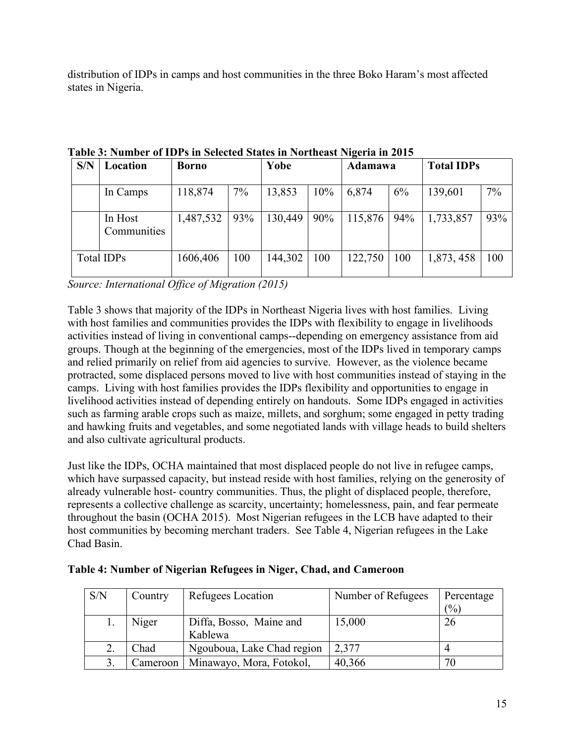distribution of IDPs in camps and host communities in the three Boko Haram's most affected states in Nigeria.

**Table 3: Number of IDPs in Selected States in Northeast Nigeria in 2015**

| S/N | Location | Borno | | Yobe | | Adamawa | | Total IDPs | |
|---|---|---|---|---|---|---|---|---|---|
| | In Camps | 118,874 | 7% | 13,853 | 10% | 6,874 | 6% | 139,601 | 7% |
| | In Host Communities | 1,487,532 | 93% | 130,449 | 90% | 115,876 | 94% | 1,733,857 | 93% |
| Total IDPs | | 1606,406 | 100 | 144,302 | 100 | 122,750 | 100 | 1,873, 458 | 100 |

*Source: International Office of Migration (2015)*

Table 3 shows that majority of the IDPs in Northeast Nigeria lives with host families. Living with host families and communities provides the IDPs with flexibility to engage in livelihoods activities instead of living in conventional camps--depending on emergency assistance from aid groups. Though at the beginning of the emergencies, most of the IDPs lived in temporary camps and relied primarily on relief from aid agencies to survive. However, as the violence became protracted, some displaced persons moved to live with host communities instead of staying in the camps. Living with host families provides the IDPs flexibility and opportunities to engage in livelihood activities instead of depending entirely on handouts. Some IDPs engaged in activities such as farming arable crops such as maize, millets, and sorghum; some engaged in petty trading and hawking fruits and vegetables, and some negotiated lands with village heads to build shelters and also cultivate agricultural products.

Just like the IDPs, OCHA maintained that most displaced people do not live in refugee camps, which have surpassed capacity, but instead reside with host families, relying on the generosity of already vulnerable host- country communities. Thus, the plight of displaced people, therefore, represents a collective challenge as scarcity, uncertainty; homelessness, pain, and fear permeate throughout the basin (OCHA 2015). Most Nigerian refugees in the LCB have adapted to their host communities by becoming merchant traders. See Table 4, Nigerian refugees in the Lake Chad Basin.

**Table 4: Number of Nigerian Refugees in Niger, Chad, and Cameroon**

| S/N | Country | Refugees Location | Number of Refugees | Percentage (%) |
|---|---|---|---|---|
| 1. | Niger | Diffa, Bosso, Maine and Kablewa | 15,000 | 26 |
| 2. | Chad | Ngouboua, Lake Chad region | 2,377 | 4 |
| 3. | Cameroon | Minawayo, Mora, Fotokol, | 40,366 | 70 |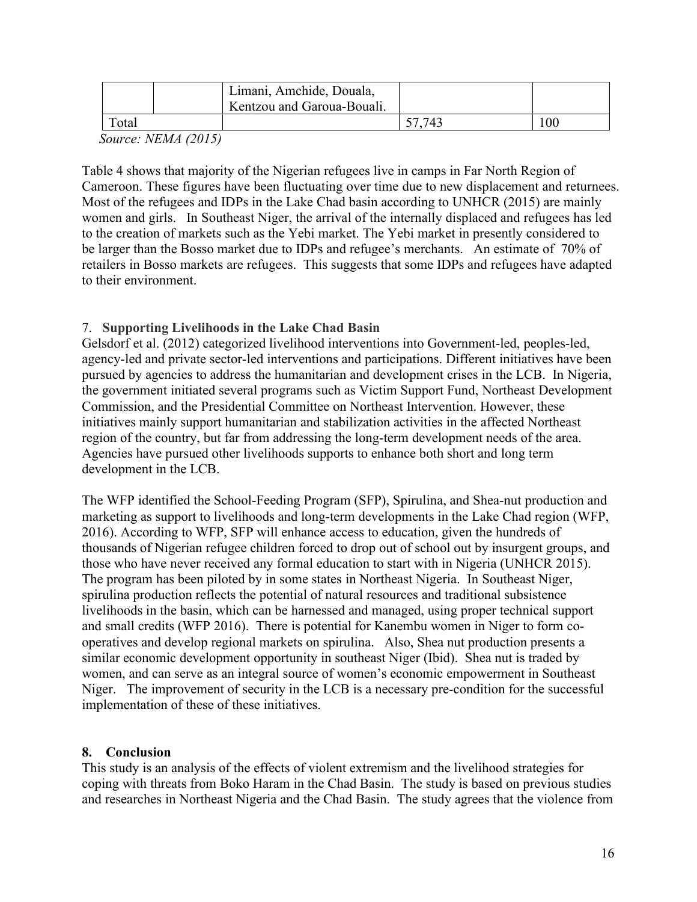| | | Limani, Amchide, Douala, Kentzou and Garoua-Bouali. | | |
|---|---|---|---|---|
| Total | | | 57,743 | 100 |

*Source: NEMA (2015)*

Table 4 shows that majority of the Nigerian refugees live in camps in Far North Region of Cameroon. These figures have been fluctuating over time due to new displacement and returnees. Most of the refugees and IDPs in the Lake Chad basin according to UNHCR (2015) are mainly women and girls. In Southeast Niger, the arrival of the internally displaced and refugees has led to the creation of markets such as the Yebi market. The Yebi market in presently considered to be larger than the Bosso market due to IDPs and refugee's merchants. An estimate of 70% of retailers in Bosso markets are refugees. This suggests that some IDPs and refugees have adapted to their environment.

## 7. **Supporting Livelihoods in the Lake Chad Basin**

Gelsdorf et al. (2012) categorized livelihood interventions into Government-led, peoples-led, agency-led and private sector-led interventions and participations. Different initiatives have been pursued by agencies to address the humanitarian and development crises in the LCB. In Nigeria, the government initiated several programs such as Victim Support Fund, Northeast Development Commission, and the Presidential Committee on Northeast Intervention. However, these initiatives mainly support humanitarian and stabilization activities in the affected Northeast region of the country, but far from addressing the long-term development needs of the area. Agencies have pursued other livelihoods supports to enhance both short and long term development in the LCB.

The WFP identified the School-Feeding Program (SFP), Spirulina, and Shea-nut production and marketing as support to livelihoods and long-term developments in the Lake Chad region (WFP, 2016). According to WFP, SFP will enhance access to education, given the hundreds of thousands of Nigerian refugee children forced to drop out of school out by insurgent groups, and those who have never received any formal education to start with in Nigeria (UNHCR 2015). The program has been piloted by in some states in Northeast Nigeria. In Southeast Niger, spirulina production reflects the potential of natural resources and traditional subsistence livelihoods in the basin, which can be harnessed and managed, using proper technical support and small credits (WFP 2016). There is potential for Kanembu women in Niger to form co-operatives and develop regional markets on spirulina. Also, Shea nut production presents a similar economic development opportunity in southeast Niger (Ibid). Shea nut is traded by women, and can serve as an integral source of women's economic empowerment in Southeast Niger. The improvement of security in the LCB is a necessary pre-condition for the successful implementation of these of these initiatives.

## **8. Conclusion**

This study is an analysis of the effects of violent extremism and the livelihood strategies for coping with threats from Boko Haram in the Chad Basin. The study is based on previous studies and researches in Northeast Nigeria and the Chad Basin. The study agrees that the violence from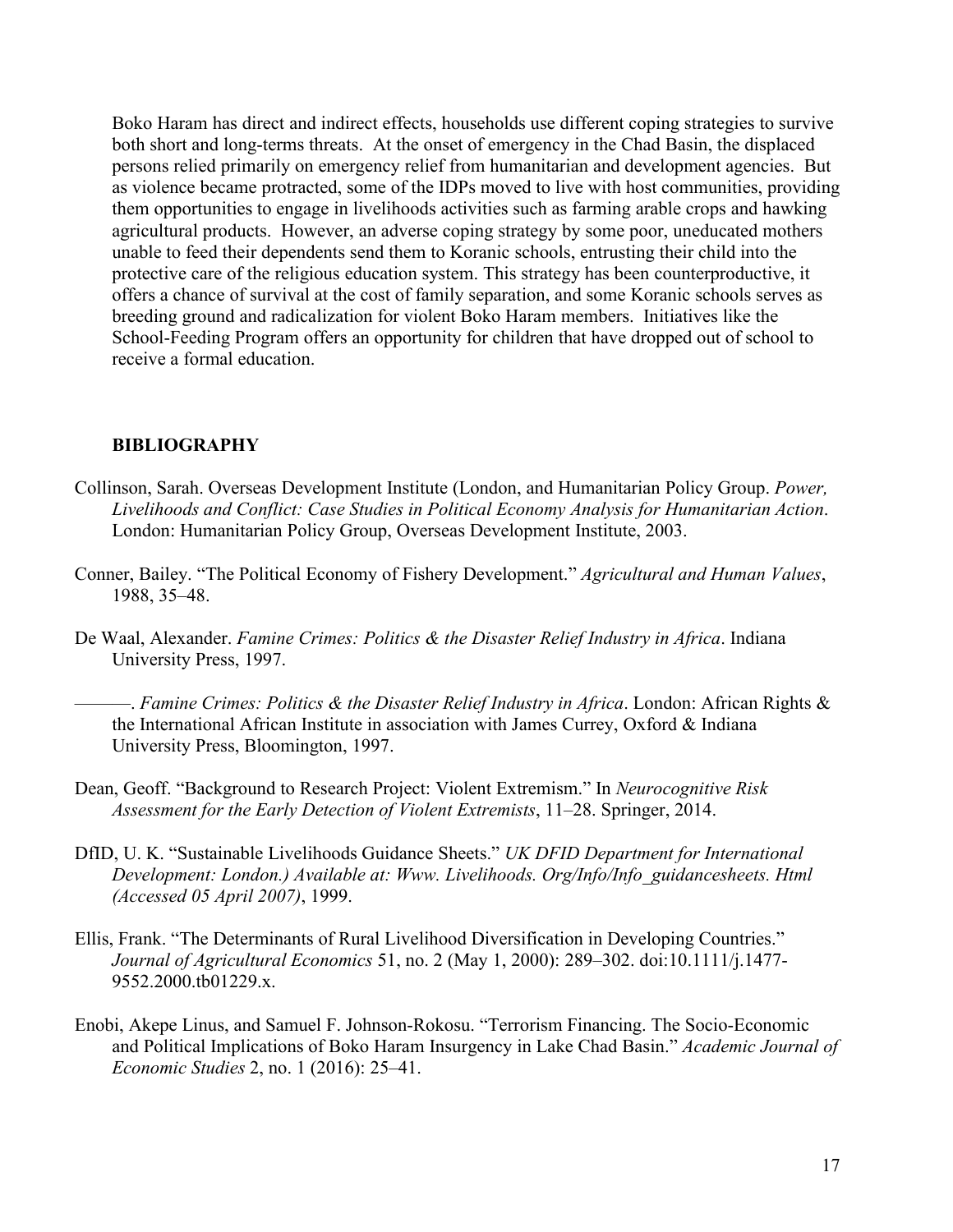Boko Haram has direct and indirect effects, households use different coping strategies to survive both short and long-terms threats. At the onset of emergency in the Chad Basin, the displaced persons relied primarily on emergency relief from humanitarian and development agencies. But as violence became protracted, some of the IDPs moved to live with host communities, providing them opportunities to engage in livelihoods activities such as farming arable crops and hawking agricultural products. However, an adverse coping strategy by some poor, uneducated mothers unable to feed their dependents send them to Koranic schools, entrusting their child into the protective care of the religious education system. This strategy has been counterproductive, it offers a chance of survival at the cost of family separation, and some Koranic schools serves as breeding ground and radicalization for violent Boko Haram members. Initiatives like the School-Feeding Program offers an opportunity for children that have dropped out of school to receive a formal education.

## BIBLIOGRAPHY

Collinson, Sarah. Overseas Development Institute (London, and Humanitarian Policy Group. *Power, Livelihoods and Conflict: Case Studies in Political Economy Analysis for Humanitarian Action*. London: Humanitarian Policy Group, Overseas Development Institute, 2003.

Conner, Bailey. "The Political Economy of Fishery Development." *Agricultural and Human Values*, 1988, 35–48.

De Waal, Alexander. *Famine Crimes: Politics & the Disaster Relief Industry in Africa*. Indiana University Press, 1997.

———. *Famine Crimes: Politics & the Disaster Relief Industry in Africa*. London: African Rights & the International African Institute in association with James Currey, Oxford & Indiana University Press, Bloomington, 1997.

Dean, Geoff. "Background to Research Project: Violent Extremism." In *Neurocognitive Risk Assessment for the Early Detection of Violent Extremists*, 11–28. Springer, 2014.

DfID, U. K. "Sustainable Livelihoods Guidance Sheets." *UK DFID Department for International Development: London.) Available at: Www. Livelihoods. Org/Info/Info_guidancesheets. Html (Accessed 05 April 2007)*, 1999.

Ellis, Frank. "The Determinants of Rural Livelihood Diversification in Developing Countries." *Journal of Agricultural Economics* 51, no. 2 (May 1, 2000): 289–302. doi:10.1111/j.1477-9552.2000.tb01229.x.

Enobi, Akepe Linus, and Samuel F. Johnson-Rokosu. "Terrorism Financing. The Socio-Economic and Political Implications of Boko Haram Insurgency in Lake Chad Basin." *Academic Journal of Economic Studies* 2, no. 1 (2016): 25–41.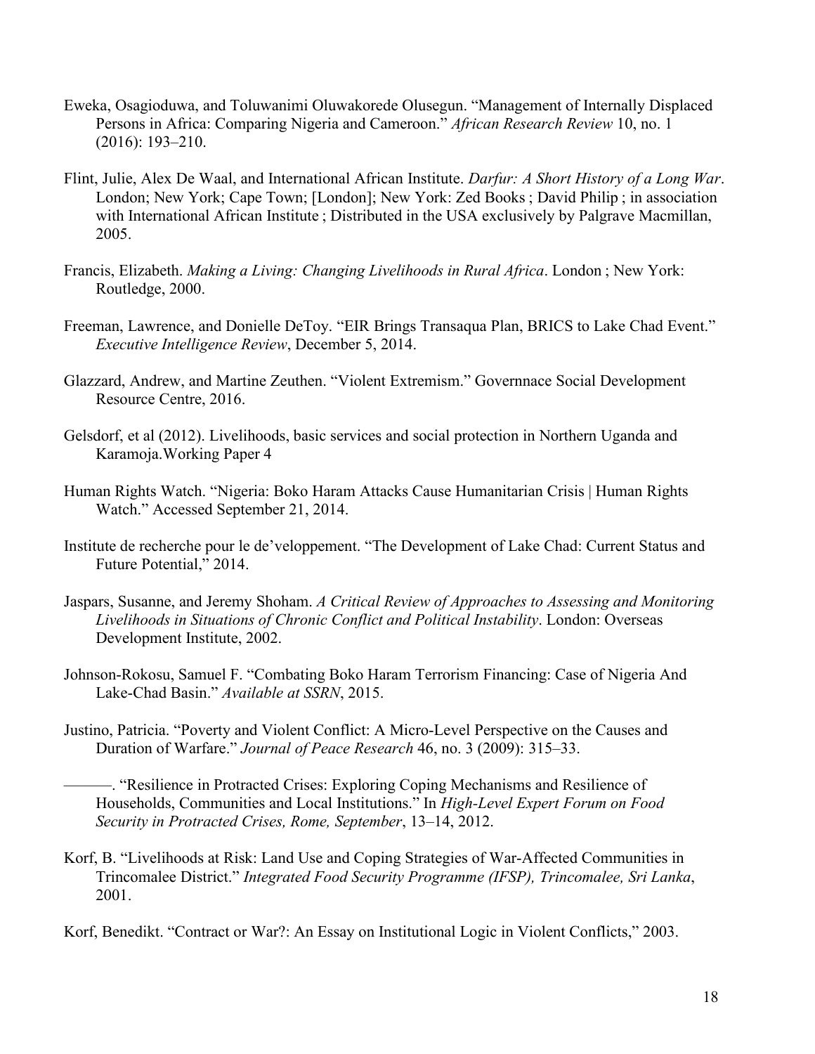Eweka, Osagioduwa, and Toluwanimi Oluwakorede Olusegun. "Management of Internally Displaced Persons in Africa: Comparing Nigeria and Cameroon." *African Research Review* 10, no. 1 (2016): 193–210.

Flint, Julie, Alex De Waal, and International African Institute. *Darfur: A Short History of a Long War*. London; New York; Cape Town; [London]; New York: Zed Books ; David Philip ; in association with International African Institute ; Distributed in the USA exclusively by Palgrave Macmillan, 2005.

Francis, Elizabeth. *Making a Living: Changing Livelihoods in Rural Africa*. London ; New York: Routledge, 2000.

Freeman, Lawrence, and Donielle DeToy. "EIR Brings Transaqua Plan, BRICS to Lake Chad Event." *Executive Intelligence Review*, December 5, 2014.

Glazzard, Andrew, and Martine Zeuthen. "Violent Extremism." Governnace Social Development Resource Centre, 2016.

Gelsdorf, et al (2012). Livelihoods, basic services and social protection in Northern Uganda and Karamoja.Working Paper 4

Human Rights Watch. "Nigeria: Boko Haram Attacks Cause Humanitarian Crisis | Human Rights Watch." Accessed September 21, 2014.

Institute de recherche pour le de'veloppement. "The Development of Lake Chad: Current Status and Future Potential," 2014.

Jaspars, Susanne, and Jeremy Shoham. *A Critical Review of Approaches to Assessing and Monitoring Livelihoods in Situations of Chronic Conflict and Political Instability*. London: Overseas Development Institute, 2002.

Johnson-Rokosu, Samuel F. "Combating Boko Haram Terrorism Financing: Case of Nigeria And Lake-Chad Basin." *Available at SSRN*, 2015.

Justino, Patricia. "Poverty and Violent Conflict: A Micro-Level Perspective on the Causes and Duration of Warfare." *Journal of Peace Research* 46, no. 3 (2009): 315–33.

———. "Resilience in Protracted Crises: Exploring Coping Mechanisms and Resilience of Households, Communities and Local Institutions." In *High-Level Expert Forum on Food Security in Protracted Crises, Rome, September*, 13–14, 2012.

Korf, B. "Livelihoods at Risk: Land Use and Coping Strategies of War-Affected Communities in Trincomalee District." *Integrated Food Security Programme (IFSP), Trincomalee, Sri Lanka*, 2001.

Korf, Benedikt. "Contract or War?: An Essay on Institutional Logic in Violent Conflicts," 2003.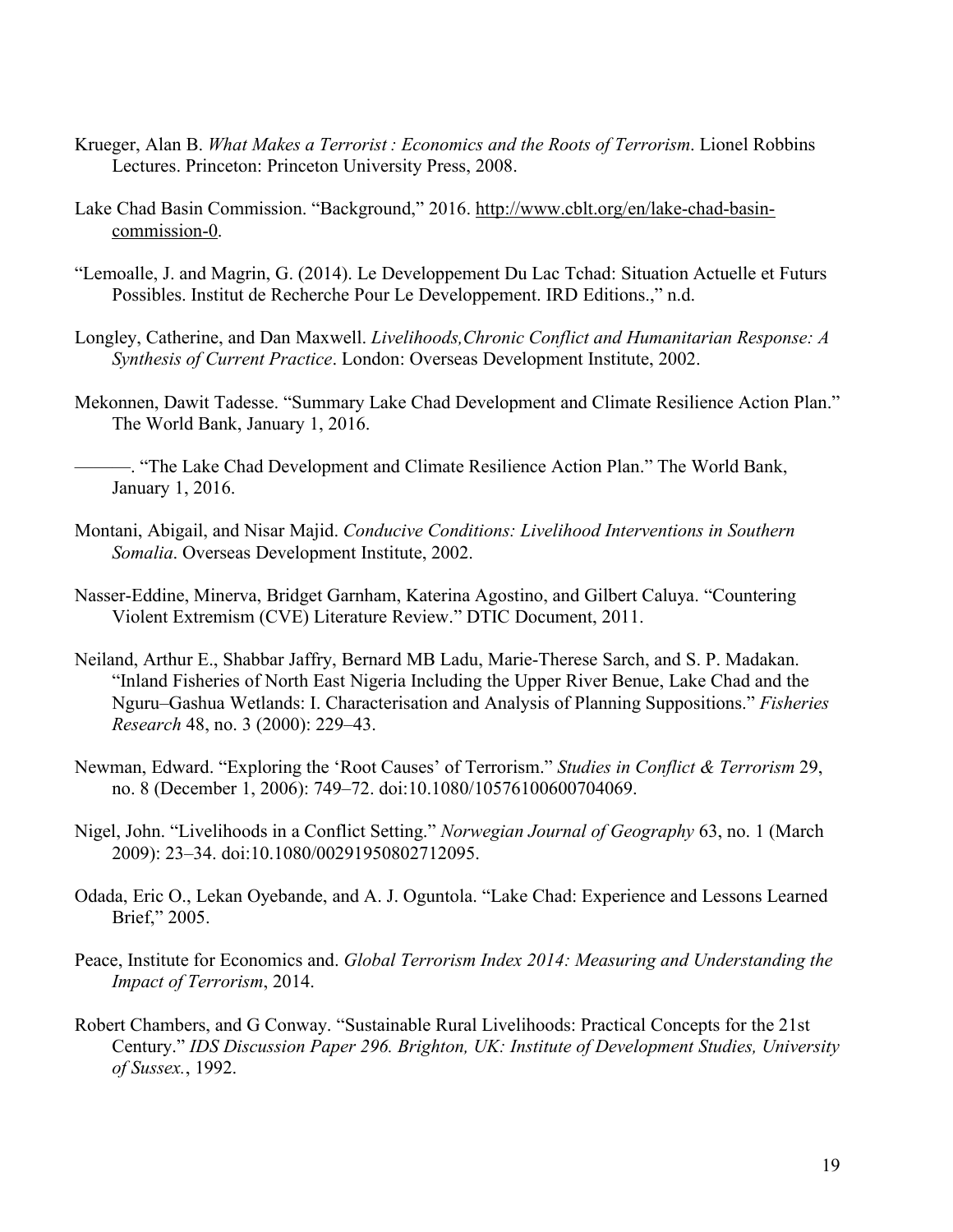Krueger, Alan B. *What Makes a Terrorist : Economics and the Roots of Terrorism*. Lionel Robbins Lectures. Princeton: Princeton University Press, 2008.

Lake Chad Basin Commission. "Background," 2016. http://www.cblt.org/en/lake-chad-basin-commission-0.

"Lemoalle, J. and Magrin, G. (2014). Le Developpement Du Lac Tchad: Situation Actuelle et Futurs Possibles. Institut de Recherche Pour Le Developpement. IRD Editions.," n.d.

Longley, Catherine, and Dan Maxwell. *Livelihoods,Chronic Conflict and Humanitarian Response: A Synthesis of Current Practice*. London: Overseas Development Institute, 2002.

Mekonnen, Dawit Tadesse. "Summary Lake Chad Development and Climate Resilience Action Plan." The World Bank, January 1, 2016.

———. "The Lake Chad Development and Climate Resilience Action Plan." The World Bank, January 1, 2016.

Montani, Abigail, and Nisar Majid. *Conducive Conditions: Livelihood Interventions in Southern Somalia*. Overseas Development Institute, 2002.

Nasser-Eddine, Minerva, Bridget Garnham, Katerina Agostino, and Gilbert Caluya. "Countering Violent Extremism (CVE) Literature Review." DTIC Document, 2011.

Neiland, Arthur E., Shabbar Jaffry, Bernard MB Ladu, Marie-Therese Sarch, and S. P. Madakan. "Inland Fisheries of North East Nigeria Including the Upper River Benue, Lake Chad and the Nguru–Gashua Wetlands: I. Characterisation and Analysis of Planning Suppositions." *Fisheries Research* 48, no. 3 (2000): 229–43.

Newman, Edward. "Exploring the 'Root Causes' of Terrorism." *Studies in Conflict & Terrorism* 29, no. 8 (December 1, 2006): 749–72. doi:10.1080/10576100600704069.

Nigel, John. "Livelihoods in a Conflict Setting." *Norwegian Journal of Geography* 63, no. 1 (March 2009): 23–34. doi:10.1080/00291950802712095.

Odada, Eric O., Lekan Oyebande, and A. J. Oguntola. "Lake Chad: Experience and Lessons Learned Brief," 2005.

Peace, Institute for Economics and. *Global Terrorism Index 2014: Measuring and Understanding the Impact of Terrorism*, 2014.

Robert Chambers, and G Conway. "Sustainable Rural Livelihoods: Practical Concepts for the 21st Century." *IDS Discussion Paper 296. Brighton, UK: Institute of Development Studies, University of Sussex.*, 1992.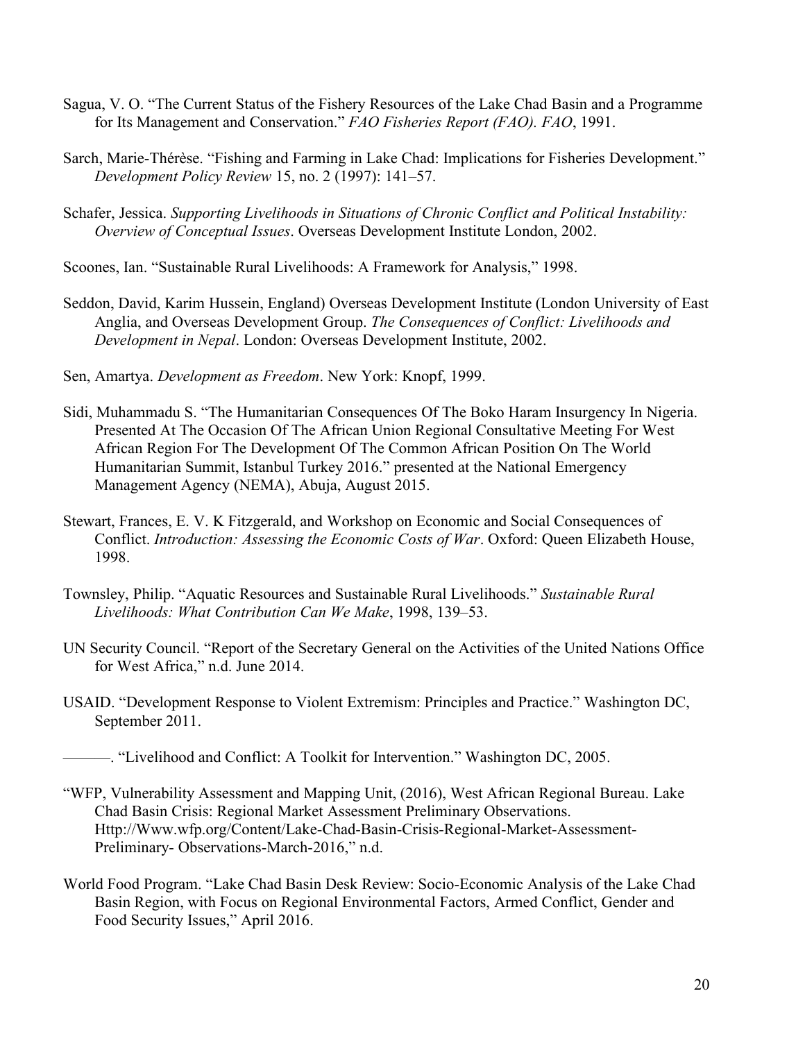Sagua, V. O. "The Current Status of the Fishery Resources of the Lake Chad Basin and a Programme for Its Management and Conservation." *FAO Fisheries Report (FAO). FAO*, 1991.

Sarch, Marie-Thérèse. "Fishing and Farming in Lake Chad: Implications for Fisheries Development." *Development Policy Review* 15, no. 2 (1997): 141–57.

Schafer, Jessica. *Supporting Livelihoods in Situations of Chronic Conflict and Political Instability: Overview of Conceptual Issues*. Overseas Development Institute London, 2002.

Scoones, Ian. "Sustainable Rural Livelihoods: A Framework for Analysis," 1998.

Seddon, David, Karim Hussein, England) Overseas Development Institute (London University of East Anglia, and Overseas Development Group. *The Consequences of Conflict: Livelihoods and Development in Nepal*. London: Overseas Development Institute, 2002.

Sen, Amartya. *Development as Freedom*. New York: Knopf, 1999.

Sidi, Muhammadu S. "The Humanitarian Consequences Of The Boko Haram Insurgency In Nigeria. Presented At The Occasion Of The African Union Regional Consultative Meeting For West African Region For The Development Of The Common African Position On The World Humanitarian Summit, Istanbul Turkey 2016." presented at the National Emergency Management Agency (NEMA), Abuja, August 2015.

Stewart, Frances, E. V. K Fitzgerald, and Workshop on Economic and Social Consequences of Conflict. *Introduction: Assessing the Economic Costs of War*. Oxford: Queen Elizabeth House, 1998.

Townsley, Philip. "Aquatic Resources and Sustainable Rural Livelihoods." *Sustainable Rural Livelihoods: What Contribution Can We Make*, 1998, 139–53.

UN Security Council. "Report of the Secretary General on the Activities of the United Nations Office for West Africa," n.d. June 2014.

USAID. "Development Response to Violent Extremism: Principles and Practice." Washington DC, September 2011.

———. "Livelihood and Conflict: A Toolkit for Intervention." Washington DC, 2005.

"WFP, Vulnerability Assessment and Mapping Unit, (2016), West African Regional Bureau. Lake Chad Basin Crisis: Regional Market Assessment Preliminary Observations. Http://Www.wfp.org/Content/Lake-Chad-Basin-Crisis-Regional-Market-Assessment-Preliminary- Observations-March-2016," n.d.

World Food Program. "Lake Chad Basin Desk Review: Socio-Economic Analysis of the Lake Chad Basin Region, with Focus on Regional Environmental Factors, Armed Conflict, Gender and Food Security Issues," April 2016.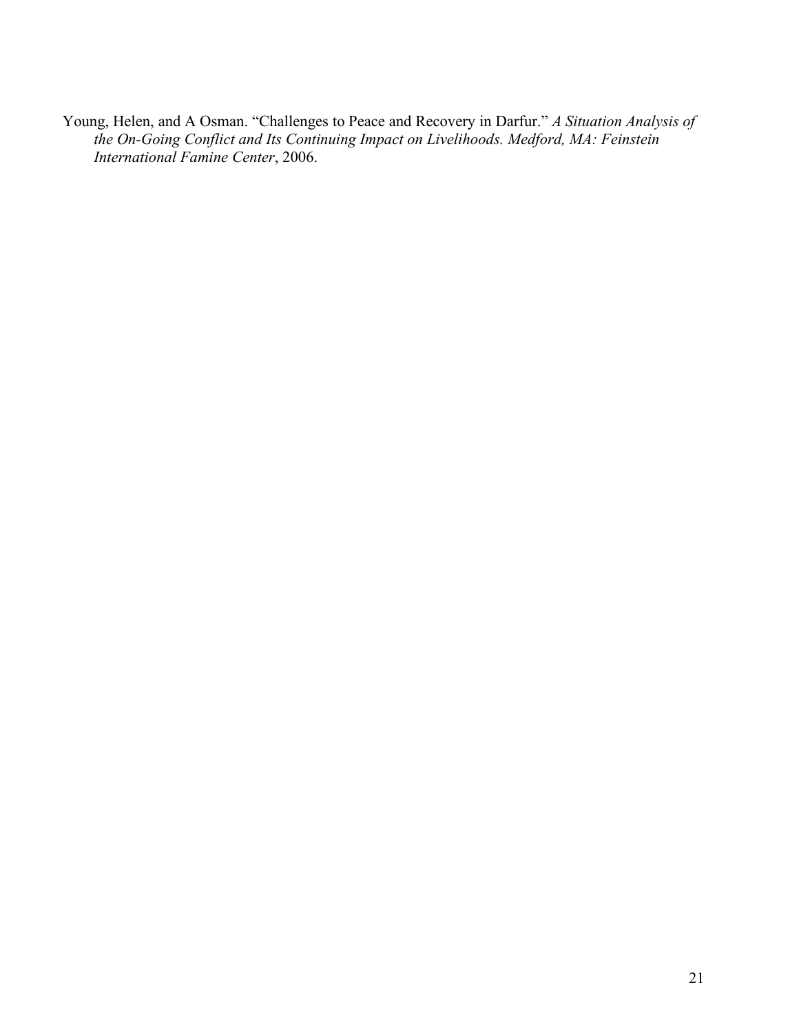Young, Helen, and A Osman. "Challenges to Peace and Recovery in Darfur." *A Situation Analysis of the On-Going Conflict and Its Continuing Impact on Livelihoods. Medford, MA: Feinstein International Famine Center*, 2006.